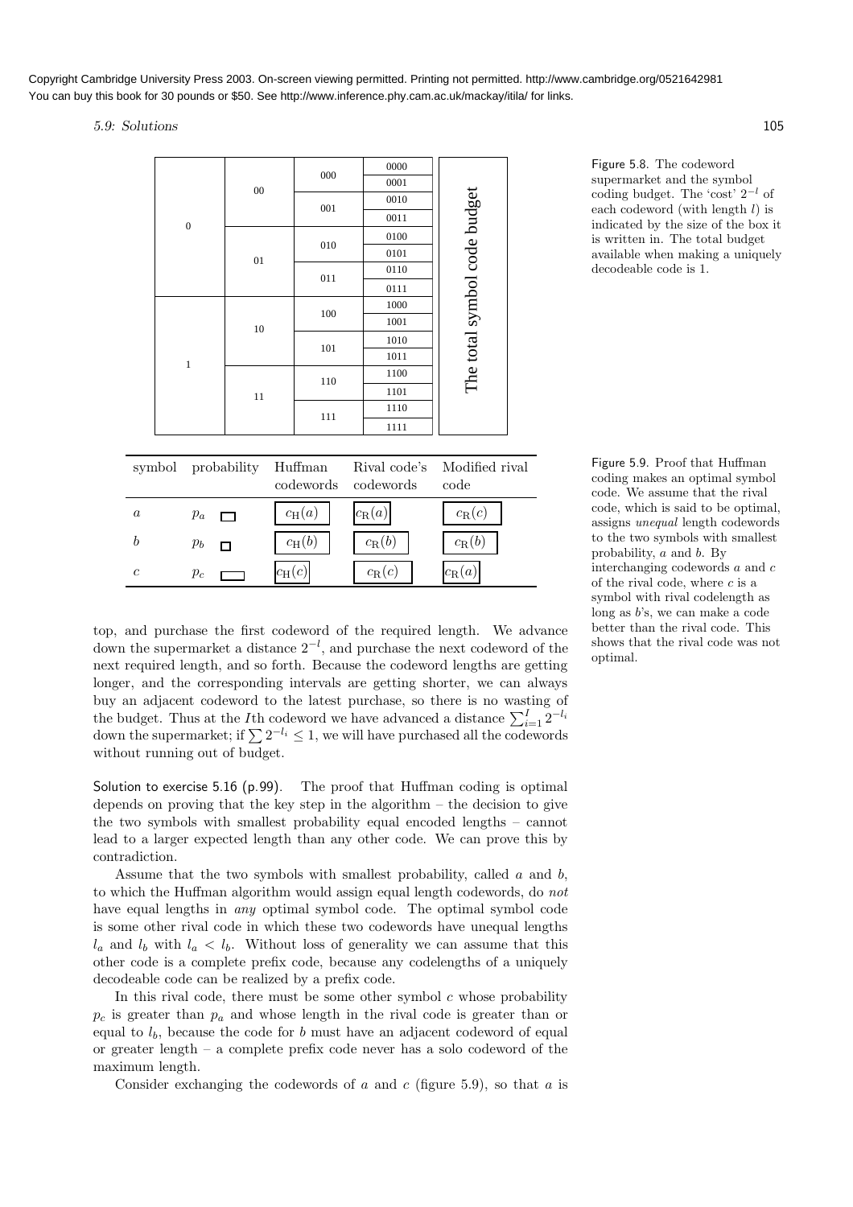Copyright Cambridge University Press 2003. On-screen viewing permitted. Printing not permitted. http://www.cambridge.org/0521642981
You can buy this book for 30 pounds or $50. See http://www.inference.phy.cam.ac.uk/mackay/itila/ for links.

| | | | | |
|---|---|---|---|---|
| 0 | 00 | 000 | 0000 | The total symbol code budget |
| | | | 0001 | |
| | | 001 | 0010 | |
| | | | 0011 | |
| | 01 | 010 | 0100 | |
| | | | 0101 | |
| | | 011 | 0110 | |
| | | | 0111 | |
| 1 | 10 | 100 | 1000 | |
| | | | 1001 | |
| | | 101 | 1010 | |
| | | | 1011 | |
| | 11 | 110 | 1100 | |
| | | | 1101 | |
| | | 111 | 1110 | |
| | | | 1111 | |

Figure 5.8. The codeword supermarket and the symbol coding budget. The 'cost' $2^{-l}$ of each codeword (with length $l$) is indicated by the size of the box it is written in. The total budget available when making a uniquely decodeable code is 1.

| symbol | probability | Huffman codewords | Rival code's codewords | Modified rival code |
|---|---|---|---|---|
| $a$ | $p_a$ | $c_{\rm H}(a)$ | $c_{\rm R}(a)$ | $c_{\rm R}(c)$ |
| $b$ | $p_b$ | $c_{\rm H}(b)$ | $c_{\rm R}(b)$ | $c_{\rm R}(b)$ |
| $c$ | $p_c$ | $c_{\rm H}(c)$ | $c_{\rm R}(c)$ | $c_{\rm R}(a)$ |

Figure 5.9. Proof that Huffman coding makes an optimal symbol code. We assume that the rival code, which is said to be optimal, assigns *unequal* length codewords to the two symbols with smallest probability, $a$ and $b$. By interchanging codewords $a$ and $c$ of the rival code, where $c$ is a symbol with rival codelength as long as $b$'s, we can make a code better than the rival code. This shows that the rival code was not optimal.

top, and purchase the first codeword of the required length. We advance down the supermarket a distance $2^{-l}$, and purchase the next codeword of the next required length, and so forth. Because the codeword lengths are getting longer, and the corresponding intervals are getting shorter, we can always buy an adjacent codeword to the latest purchase, so there is no wasting of the budget. Thus at the $I$th codeword we have advanced a distance $\sum_{i=1}^{I} 2^{-l_i}$ down the supermarket; if $\sum 2^{-l_i} \leq 1$, we will have purchased all the codewords without running out of budget.

Solution to exercise 5.16 (p.99). The proof that Huffman coding is optimal depends on proving that the key step in the algorithm – the decision to give the two symbols with smallest probability equal encoded lengths – cannot lead to a larger expected length than any other code. We can prove this by contradiction.

Assume that the two symbols with smallest probability, called $a$ and $b$, to which the Huffman algorithm would assign equal length codewords, do *not* have equal lengths in *any* optimal symbol code. The optimal symbol code is some other rival code in which these two codewords have unequal lengths $l_a$ and $l_b$ with $l_a < l_b$. Without loss of generality we can assume that this other code is a complete prefix code, because any codelengths of a uniquely decodeable code can be realized by a prefix code.

In this rival code, there must be some other symbol $c$ whose probability $p_c$ is greater than $p_a$ and whose length in the rival code is greater than or equal to $l_b$, because the code for $b$ must have an adjacent codeword of equal or greater length – a complete prefix code never has a solo codeword of the maximum length.

Consider exchanging the codewords of $a$ and $c$ (figure 5.9), so that $a$ is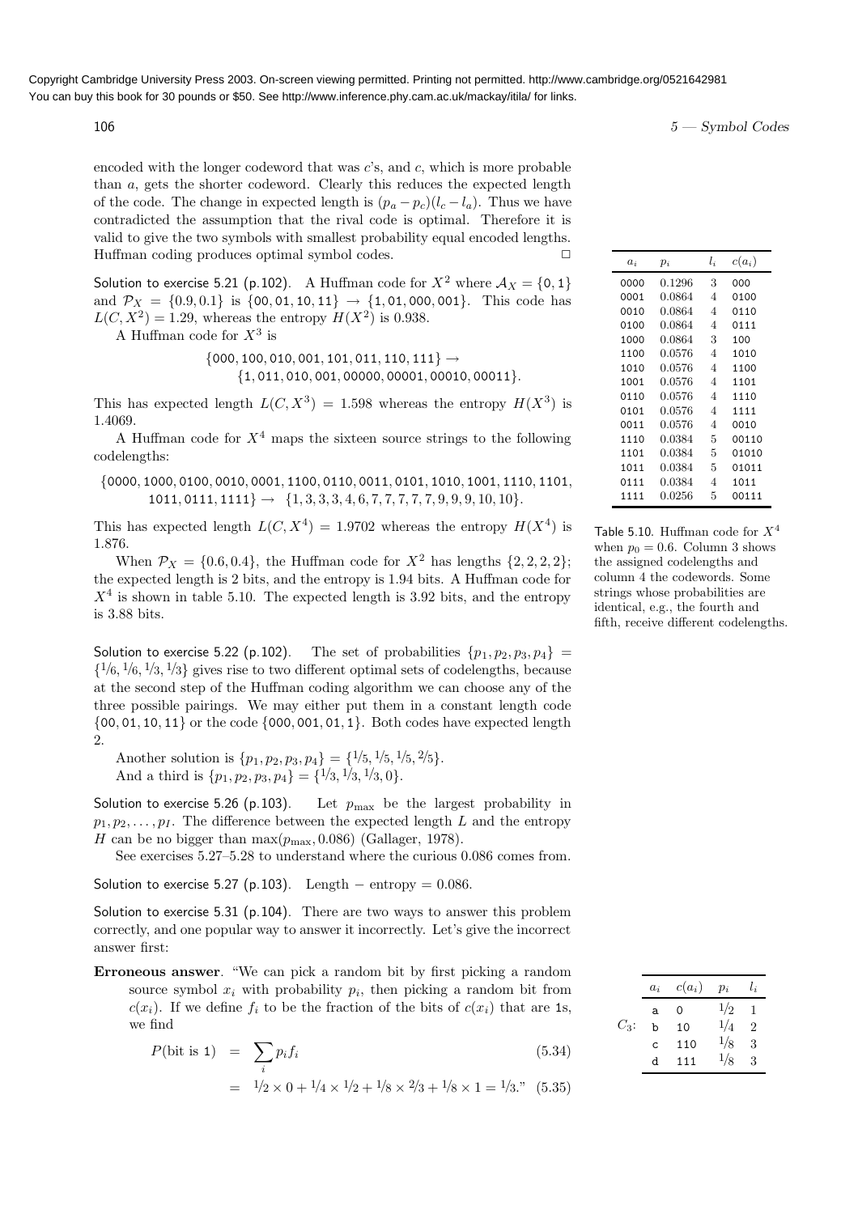encoded with the longer codeword that was $c$'s, and $c$, which is more probable than $a$, gets the shorter codeword. Clearly this reduces the expected length of the code. The change in expected length is $(p_a - p_c)(l_c - l_a)$. Thus we have contradicted the assumption that the rival code is optimal. Therefore it is valid to give the two symbols with smallest probability equal encoded lengths. Huffman coding produces optimal symbol codes. □

Solution to exercise 5.21 (p.102). A Huffman code for $X^2$ where $\mathcal{A}_X = \{0, 1\}$ and $\mathcal{P}_X = \{0.9, 0.1\}$ is $\{00, 01, 10, 11\} \rightarrow \{1, 01, 000, 001\}$. This code has $L(C, X^2) = 1.29$, whereas the entropy $H(X^2)$ is 0.938.

A Huffman code for $X^3$ is

$$\{000, 100, 010, 001, 101, 011, 110, 111\} \rightarrow \{1, 011, 010, 001, 00000, 00001, 00010, 00011\}.$$

This has expected length $L(C, X^3) = 1.598$ whereas the entropy $H(X^3)$ is 1.4069.

A Huffman code for $X^4$ maps the sixteen source strings to the following codelengths:

$$\{0000, 1000, 0100, 0010, 0001, 1100, 0110, 0011, 0101, 1010, 1001, 1110, 1101, 1011, 0111, 1111\} \rightarrow \{1, 3, 3, 3, 4, 6, 7, 7, 7, 7, 7, 9, 9, 9, 10, 10\}.$$

This has expected length $L(C, X^4) = 1.9702$ whereas the entropy $H(X^4)$ is 1.876.

When $\mathcal{P}_X = \{0.6, 0.4\}$, the Huffman code for $X^2$ has lengths $\{2, 2, 2, 2\}$; the expected length is 2 bits, and the entropy is 1.94 bits. A Huffman code for $X^4$ is shown in table 5.10. The expected length is 3.92 bits, and the entropy is 3.88 bits.

| $a_i$ | $p_i$ | $l_i$ | $c(a_i)$ |
|---|---|---|---|
| 0000 | 0.1296 | 3 | 000 |
| 0001 | 0.0864 | 4 | 0100 |
| 0010 | 0.0864 | 4 | 0110 |
| 0100 | 0.0864 | 4 | 0111 |
| 1000 | 0.0864 | 3 | 100 |
| 1100 | 0.0576 | 4 | 1010 |
| 1010 | 0.0576 | 4 | 1100 |
| 1001 | 0.0576 | 4 | 1101 |
| 0110 | 0.0576 | 4 | 1110 |
| 0101 | 0.0576 | 4 | 1111 |
| 0011 | 0.0576 | 4 | 0010 |
| 1110 | 0.0384 | 5 | 00110 |
| 1101 | 0.0384 | 5 | 01010 |
| 1011 | 0.0384 | 5 | 01011 |
| 0111 | 0.0384 | 4 | 1011 |
| 1111 | 0.0256 | 5 | 00111 |

Table 5.10. Huffman code for $X^4$ when $p_0 = 0.6$. Column 3 shows the assigned codelengths and column 4 the codewords. Some strings whose probabilities are identical, e.g., the fourth and fifth, receive different codelengths.

Solution to exercise 5.22 (p.102). The set of probabilities $\{p_1, p_2, p_3, p_4\} = \{1/6, 1/6, 1/3, 1/3\}$ gives rise to two different optimal sets of codelengths, because at the second step of the Huffman coding algorithm we can choose any of the three possible pairings. We may either put them in a constant length code $\{00, 01, 10, 11\}$ or the code $\{000, 001, 01, 1\}$. Both codes have expected length 2.

Another solution is $\{p_1, p_2, p_3, p_4\} = \{1/5, 1/5, 1/5, 2/5\}$.

And a third is $\{p_1, p_2, p_3, p_4\} = \{1/3, 1/3, 1/3, 0\}$.

Solution to exercise 5.26 (p.103). Let $p_{\max}$ be the largest probability in $p_1, p_2, \ldots, p_I$. The difference between the expected length $L$ and the entropy $H$ can be no bigger than $\max(p_{\max}, 0.086)$ (Gallager, 1978).

See exercises 5.27–5.28 to understand where the curious 0.086 comes from.

Solution to exercise 5.27 (p.103). Length − entropy = 0.086.

Solution to exercise 5.31 (p.104). There are two ways to answer this problem correctly, and one popular way to answer it incorrectly. Let's give the incorrect answer first:

**Erroneous answer**. "We can pick a random bit by first picking a random source symbol $x_i$ with probability $p_i$, then picking a random bit from $c(x_i)$. If we define $f_i$ to be the fraction of the bits of $c(x_i)$ that are 1s, we find

$$P(\text{bit is } 1) = \sum_i p_i f_i \tag{5.34}$$

$$= 1/2 \times 0 + 1/4 \times 1/2 + 1/8 \times 2/3 + 1/8 \times 1 = 1/3.\text{"} \tag{5.35}$$

$C_3$:

| $a_i$ | $c(a_i)$ | $p_i$ | $l_i$ |
|---|---|---|---|
| a | 0 | $1/2$ | 1 |
| b | 10 | $1/4$ | 2 |
| c | 110 | $1/8$ | 3 |
| d | 111 | $1/8$ | 3 |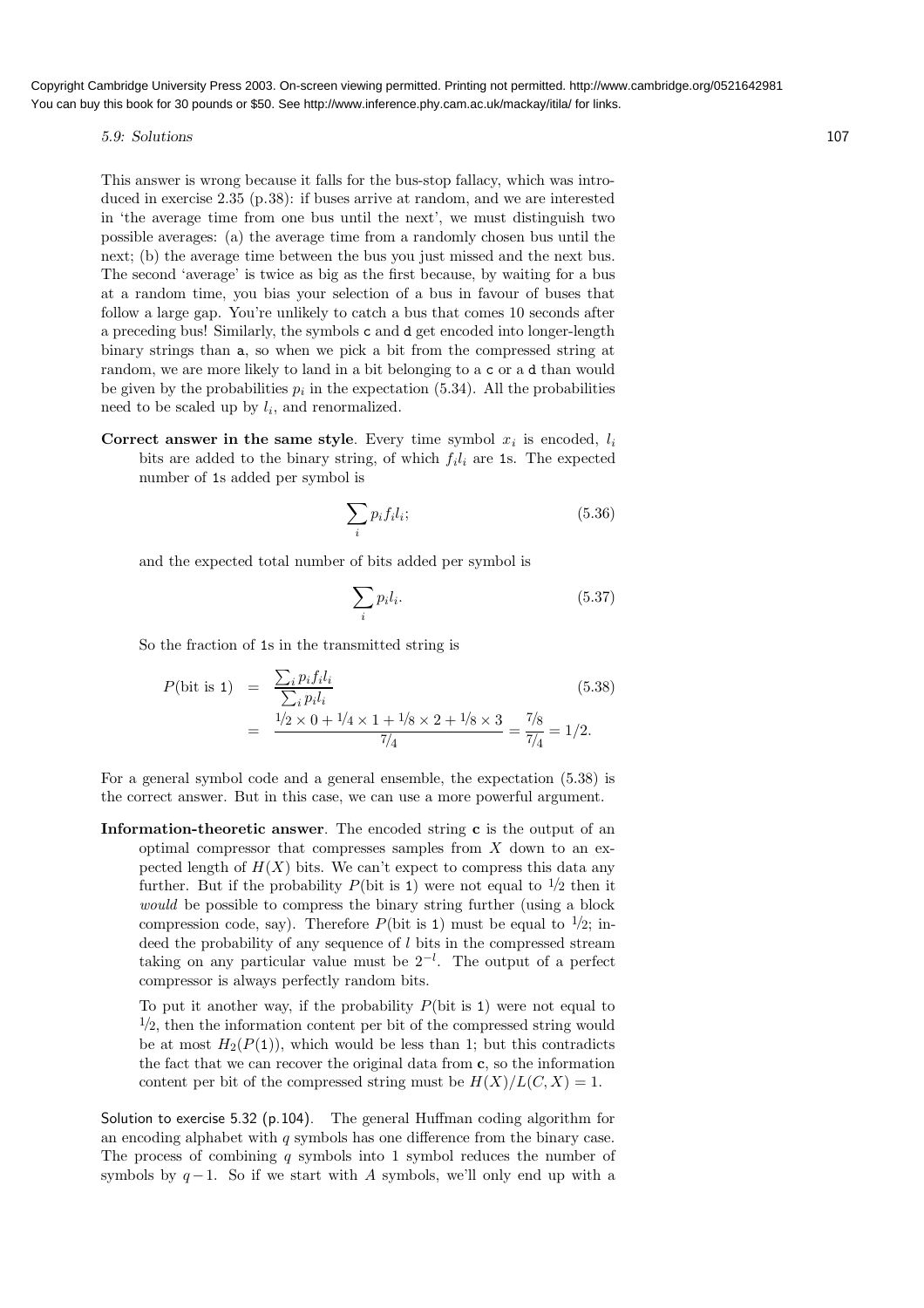This answer is wrong because it falls for the bus-stop fallacy, which was introduced in exercise 2.35 (p.38): if buses arrive at random, and we are interested in 'the average time from one bus until the next', we must distinguish two possible averages: (a) the average time from a randomly chosen bus until the next; (b) the average time between the bus you just missed and the next bus. The second 'average' is twice as big as the first because, by waiting for a bus at a random time, you bias your selection of a bus in favour of buses that follow a large gap. You're unlikely to catch a bus that comes 10 seconds after a preceding bus! Similarly, the symbols c and d get encoded into longer-length binary strings than a, so when we pick a bit from the compressed string at random, we are more likely to land in a bit belonging to a c or a d than would be given by the probabilities $p_i$ in the expectation (5.34). All the probabilities need to be scaled up by $l_i$, and renormalized.

**Correct answer in the same style**. Every time symbol $x_i$ is encoded, $l_i$ bits are added to the binary string, of which $f_i l_i$ are 1s. The expected number of 1s added per symbol is

$$\sum_i p_i f_i l_i; \tag{5.36}$$

and the expected total number of bits added per symbol is

$$\sum_i p_i l_i. \tag{5.37}$$

So the fraction of 1s in the transmitted string is

$$\begin{aligned} P(\text{bit is } 1) &= \frac{\sum_i p_i f_i l_i}{\sum_i p_i l_i} \qquad (5.38)\\ &= \frac{1/2 \times 0 + 1/4 \times 1 + 1/8 \times 2 + 1/8 \times 3}{7/4} = \frac{7/8}{7/4} = 1/2. \end{aligned}$$

For a general symbol code and a general ensemble, the expectation (5.38) is the correct answer. But in this case, we can use a more powerful argument.

**Information-theoretic answer**. The encoded string $\mathbf{c}$ is the output of an optimal compressor that compresses samples from $X$ down to an expected length of $H(X)$ bits. We can't expect to compress this data any further. But if the probability $P(\text{bit is } 1)$ were not equal to $1/2$ then it *would* be possible to compress the binary string further (using a block compression code, say). Therefore $P(\text{bit is } 1)$ must be equal to $1/2$; indeed the probability of any sequence of $l$ bits in the compressed stream taking on any particular value must be $2^{-l}$. The output of a perfect compressor is always perfectly random bits.

To put it another way, if the probability $P(\text{bit is } 1)$ were not equal to $1/2$, then the information content per bit of the compressed string would be at most $H_2(P(1))$, which would be less than 1; but this contradicts the fact that we can recover the original data from $\mathbf{c}$, so the information content per bit of the compressed string must be $H(X)/L(C,X) = 1$.

Solution to exercise 5.32 (p.104). The general Huffman coding algorithm for an encoding alphabet with $q$ symbols has one difference from the binary case. The process of combining $q$ symbols into 1 symbol reduces the number of symbols by $q-1$. So if we start with $A$ symbols, we'll only end up with a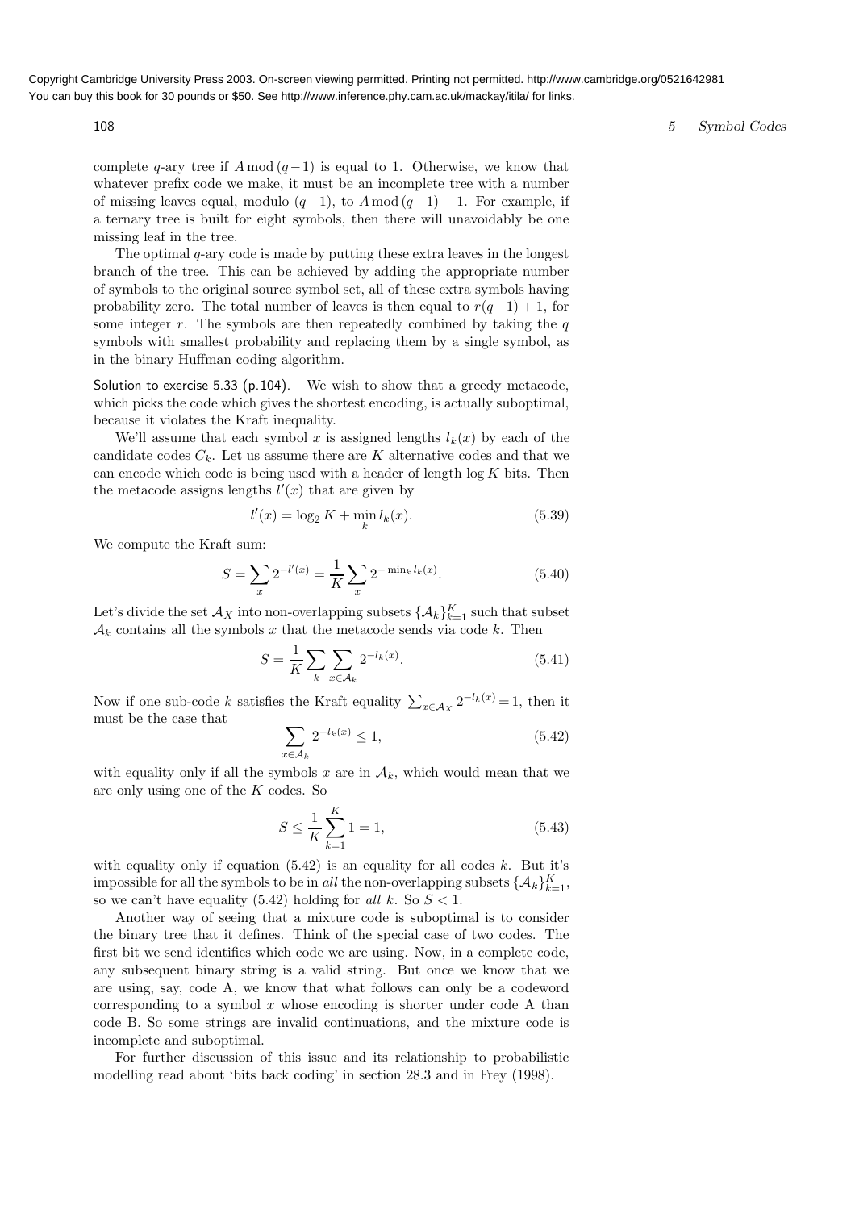complete $q$-ary tree if $A \bmod (q-1)$ is equal to 1. Otherwise, we know that whatever prefix code we make, it must be an incomplete tree with a number of missing leaves equal, modulo $(q-1)$, to $A \bmod (q-1) - 1$. For example, if a ternary tree is built for eight symbols, then there will unavoidably be one missing leaf in the tree.

The optimal $q$-ary code is made by putting these extra leaves in the longest branch of the tree. This can be achieved by adding the appropriate number of symbols to the original source symbol set, all of these extra symbols having probability zero. The total number of leaves is then equal to $r(q-1)+1$, for some integer $r$. The symbols are then repeatedly combined by taking the $q$ symbols with smallest probability and replacing them by a single symbol, as in the binary Huffman coding algorithm.

Solution to exercise 5.33 (p.104). We wish to show that a greedy metacode, which picks the code which gives the shortest encoding, is actually suboptimal, because it violates the Kraft inequality.

We'll assume that each symbol $x$ is assigned lengths $l_k(x)$ by each of the candidate codes $C_k$. Let us assume there are $K$ alternative codes and that we can encode which code is being used with a header of length $\log K$ bits. Then the metacode assigns lengths $l'(x)$ that are given by

$$l'(x) = \log_2 K + \min_k l_k(x). \tag{5.39}$$

We compute the Kraft sum:

$$S = \sum_x 2^{-l'(x)} = \frac{1}{K} \sum_x 2^{-\min_k l_k(x)}. \tag{5.40}$$

Let's divide the set $\mathcal{A}_X$ into non-overlapping subsets $\{\mathcal{A}_k\}_{k=1}^K$ such that subset $\mathcal{A}_k$ contains all the symbols $x$ that the metacode sends via code $k$. Then

$$S = \frac{1}{K} \sum_k \sum_{x \in \mathcal{A}_k} 2^{-l_k(x)}. \tag{5.41}$$

Now if one sub-code $k$ satisfies the Kraft equality $\sum_{x \in \mathcal{A}_X} 2^{-l_k(x)} = 1$, then it must be the case that

$$\sum_{x \in \mathcal{A}_k} 2^{-l_k(x)} \leq 1, \tag{5.42}$$

with equality only if all the symbols $x$ are in $\mathcal{A}_k$, which would mean that we are only using one of the $K$ codes. So

$$S \leq \frac{1}{K} \sum_{k=1}^{K} 1 = 1, \tag{5.43}$$

with equality only if equation (5.42) is an equality for all codes $k$. But it's impossible for all the symbols to be in *all* the non-overlapping subsets $\{\mathcal{A}_k\}_{k=1}^K$, so we can't have equality (5.42) holding for *all* $k$. So $S < 1$.

Another way of seeing that a mixture code is suboptimal is to consider the binary tree that it defines. Think of the special case of two codes. The first bit we send identifies which code we are using. Now, in a complete code, any subsequent binary string is a valid string. But once we know that we are using, say, code A, we know that what follows can only be a codeword corresponding to a symbol $x$ whose encoding is shorter under code A than code B. So some strings are invalid continuations, and the mixture code is incomplete and suboptimal.

For further discussion of this issue and its relationship to probabilistic modelling read about 'bits back coding' in section 28.3 and in Frey (1998).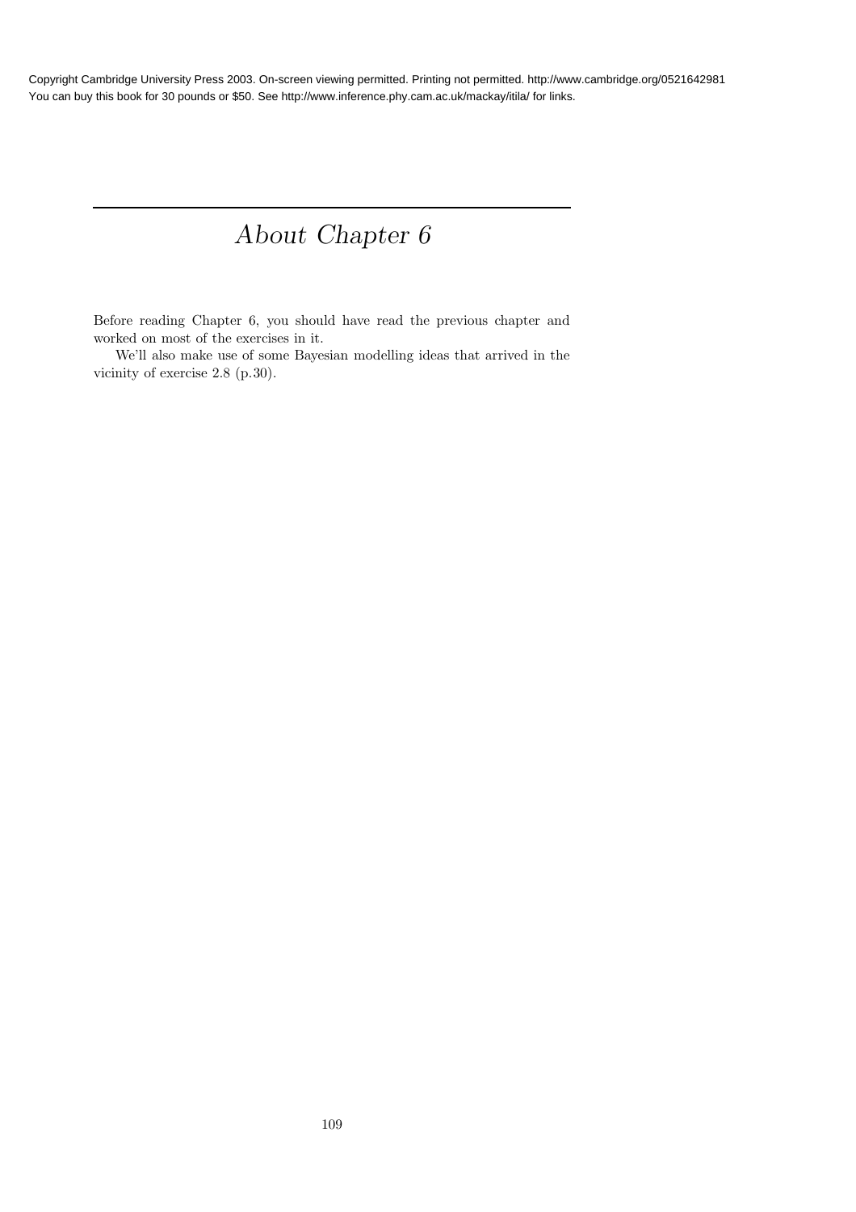# *About Chapter 6*

Before reading Chapter 6, you should have read the previous chapter and worked on most of the exercises in it.

We'll also make use of some Bayesian modelling ideas that arrived in the vicinity of exercise 2.8 (p.30).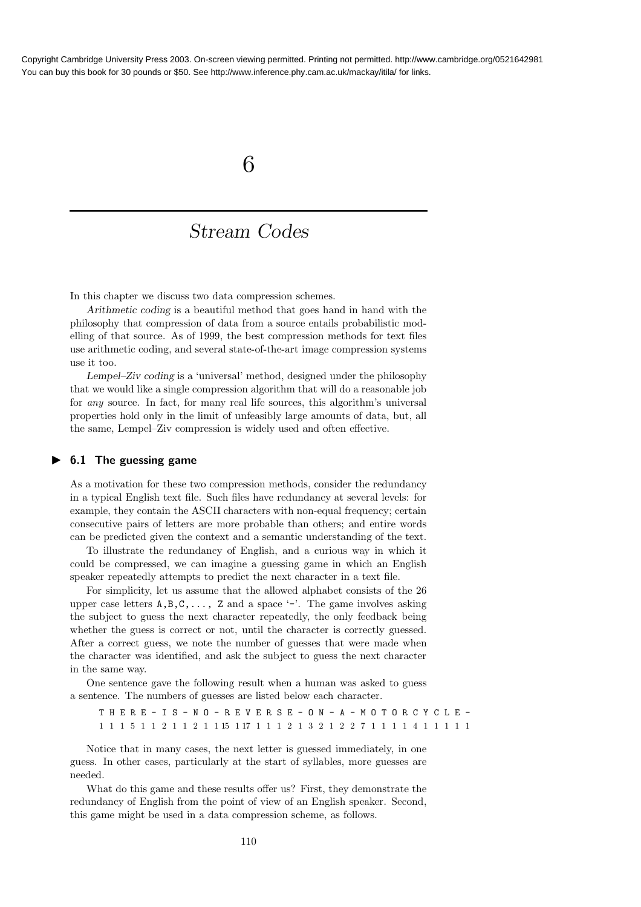# 6

## Stream Codes

In this chapter we discuss two data compression schemes.

*Arithmetic coding* is a beautiful method that goes hand in hand with the philosophy that compression of data from a source entails probabilistic modelling of that source. As of 1999, the best compression methods for text files use arithmetic coding, and several state-of-the-art image compression systems use it too.

*Lempel–Ziv coding* is a 'universal' method, designed under the philosophy that we would like a single compression algorithm that will do a reasonable job for *any* source. In fact, for many real life sources, this algorithm's universal properties hold only in the limit of unfeasibly large amounts of data, but, all the same, Lempel–Ziv compression is widely used and often effective.

### ▶ 6.1 The guessing game

As a motivation for these two compression methods, consider the redundancy in a typical English text file. Such files have redundancy at several levels: for example, they contain the ASCII characters with non-equal frequency; certain consecutive pairs of letters are more probable than others; and entire words can be predicted given the context and a semantic understanding of the text.

To illustrate the redundancy of English, and a curious way in which it could be compressed, we can imagine a guessing game in which an English speaker repeatedly attempts to predict the next character in a text file.

For simplicity, let us assume that the allowed alphabet consists of the 26 upper case letters `A,B,C,..., Z` and a space '`-`'. The game involves asking the subject to guess the next character repeatedly, the only feedback being whether the guess is correct or not, until the character is correctly guessed. After a correct guess, we note the number of guesses that were made when the character was identified, and ask the subject to guess the next character in the same way.

One sentence gave the following result when a human was asked to guess a sentence. The numbers of guesses are listed below each character.

```
T H E R E - I S - N O - R E V E R S E - O N - A - M O T O R C Y C L E -
1 1 1 5 1 1 2 1 1 2 1 1 15 1 17 1 1 1 2 1 3 2 1 2 2 7 1 1 1 1 4 1 1 1 1 1
```

Notice that in many cases, the next letter is guessed immediately, in one guess. In other cases, particularly at the start of syllables, more guesses are needed.

What do this game and these results offer us? First, they demonstrate the redundancy of English from the point of view of an English speaker. Second, this game might be used in a data compression scheme, as follows.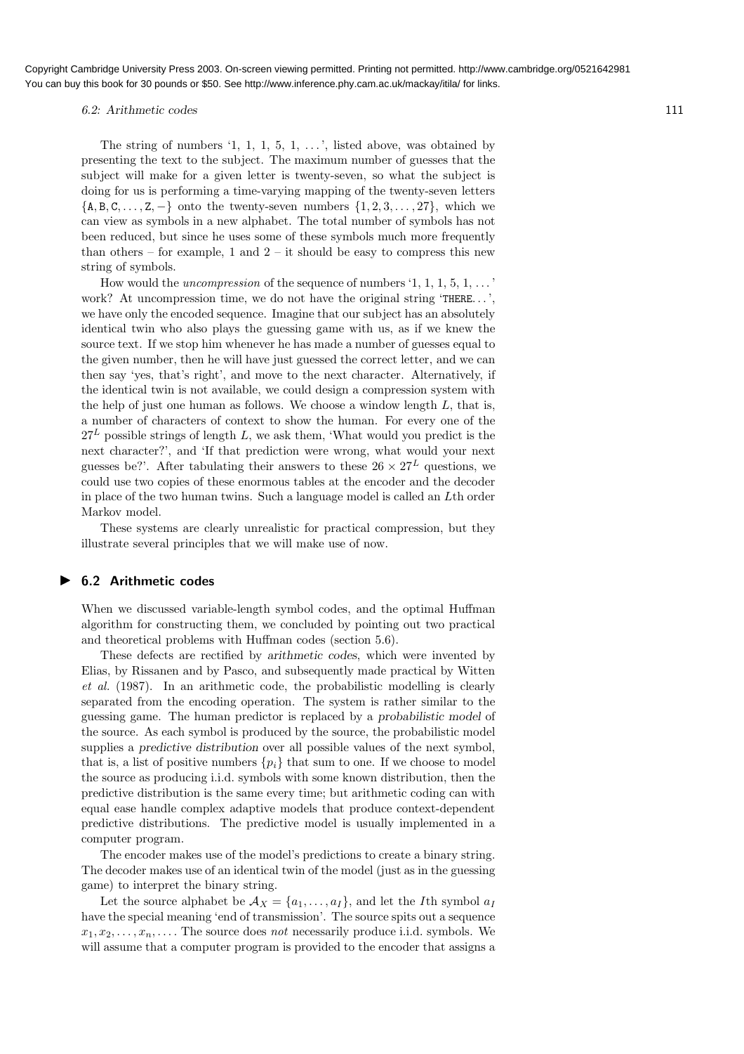The string of numbers '1, 1, 1, 5, 1, ...', listed above, was obtained by presenting the text to the subject. The maximum number of guesses that the subject will make for a given letter is twenty-seven, so what the subject is doing for us is performing a time-varying mapping of the twenty-seven letters $\{\mathtt{A}, \mathtt{B}, \mathtt{C}, \ldots, \mathtt{Z}, -\}$ onto the twenty-seven numbers $\{1, 2, 3, \ldots, 27\}$, which we can view as symbols in a new alphabet. The total number of symbols has not been reduced, but since he uses some of these symbols much more frequently than others – for example, 1 and 2 – it should be easy to compress this new string of symbols.

How would the *uncompression* of the sequence of numbers '1, 1, 1, 5, 1, ...' work? At uncompression time, we do not have the original string 'THERE...', we have only the encoded sequence. Imagine that our subject has an absolutely identical twin who also plays the guessing game with us, as if we knew the source text. If we stop him whenever he has made a number of guesses equal to the given number, then he will have just guessed the correct letter, and we can then say 'yes, that's right', and move to the next character. Alternatively, if the identical twin is not available, we could design a compression system with the help of just one human as follows. We choose a window length $L$, that is, a number of characters of context to show the human. For every one of the $27^L$ possible strings of length $L$, we ask them, 'What would you predict is the next character?', and 'If that prediction were wrong, what would your next guesses be?'. After tabulating their answers to these $26 \times 27^L$ questions, we could use two copies of these enormous tables at the encoder and the decoder in place of the two human twins. Such a language model is called an $L$th order Markov model.

These systems are clearly unrealistic for practical compression, but they illustrate several principles that we will make use of now.

## ▶ 6.2 Arithmetic codes

When we discussed variable-length symbol codes, and the optimal Huffman algorithm for constructing them, we concluded by pointing out two practical and theoretical problems with Huffman codes (section 5.6).

These defects are rectified by *arithmetic codes*, which were invented by Elias, by Rissanen and by Pasco, and subsequently made practical by Witten *et al.* (1987). In an arithmetic code, the probabilistic modelling is clearly separated from the encoding operation. The system is rather similar to the guessing game. The human predictor is replaced by a *probabilistic model* of the source. As each symbol is produced by the source, the probabilistic model supplies a *predictive distribution* over all possible values of the next symbol, that is, a list of positive numbers $\{p_i\}$ that sum to one. If we choose to model the source as producing i.i.d. symbols with some known distribution, then the predictive distribution is the same every time; but arithmetic coding can with equal ease handle complex adaptive models that produce context-dependent predictive distributions. The predictive model is usually implemented in a computer program.

The encoder makes use of the model's predictions to create a binary string. The decoder makes use of an identical twin of the model (just as in the guessing game) to interpret the binary string.

Let the source alphabet be $\mathcal{A}_X = \{a_1, \ldots, a_I\}$, and let the $I$th symbol $a_I$ have the special meaning 'end of transmission'. The source spits out a sequence $x_1, x_2, \ldots, x_n, \ldots$. The source does *not* necessarily produce i.i.d. symbols. We will assume that a computer program is provided to the encoder that assigns a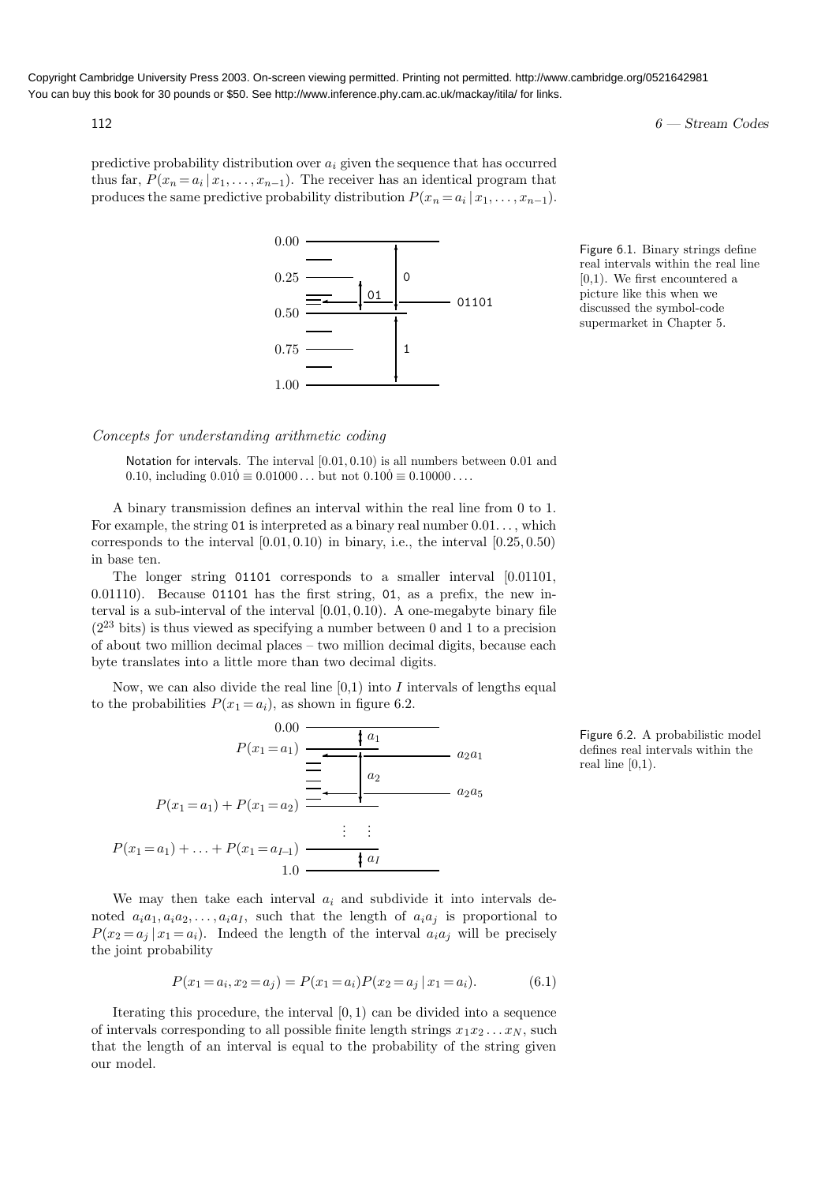predictive probability distribution over $a_i$ given the sequence that has occurred thus far, $P(x_n = a_i \mid x_1, \ldots, x_{n-1})$. The receiver has an identical program that produces the same predictive probability distribution $P(x_n = a_i \mid x_1, \ldots, x_{n-1})$.

Figure 6.1. Binary strings define real intervals within the real line [0,1). We first encountered a picture like this when we discussed the symbol-code supermarket in Chapter 5.

### *Concepts for understanding arithmetic coding*

Notation for intervals. The interval $[0.01, 0.10)$ is all numbers between 0.01 and 0.10, including $0.01\dot{0} \equiv 0.01000\ldots$ but not $0.10\dot{0} \equiv 0.10000\ldots$.

A binary transmission defines an interval within the real line from 0 to 1. For example, the string 01 is interpreted as a binary real number $0.01\ldots$, which corresponds to the interval $[0.01, 0.10)$ in binary, i.e., the interval $[0.25, 0.50)$ in base ten.

The longer string 01101 corresponds to a smaller interval $[0.01101, 0.01110)$. Because 01101 has the first string, 01, as a prefix, the new interval is a sub-interval of the interval $[0.01, 0.10)$. A one-megabyte binary file ($2^{23}$ bits) is thus viewed as specifying a number between 0 and 1 to a precision of about two million decimal places – two million decimal digits, because each byte translates into a little more than two decimal digits.

Now, we can also divide the real line [0,1) into $I$ intervals of lengths equal to the probabilities $P(x_1 = a_i)$, as shown in figure 6.2.

Figure 6.2. A probabilistic model defines real intervals within the real line [0,1).

We may then take each interval $a_i$ and subdivide it into intervals denoted $a_i a_1, a_i a_2, \ldots, a_i a_I$, such that the length of $a_i a_j$ is proportional to $P(x_2 = a_j \mid x_1 = a_i)$. Indeed the length of the interval $a_i a_j$ will be precisely the joint probability

$$P(x_1 = a_i, x_2 = a_j) = P(x_1 = a_i) P(x_2 = a_j \mid x_1 = a_i). \tag{6.1}$$

Iterating this procedure, the interval $[0, 1)$ can be divided into a sequence of intervals corresponding to all possible finite length strings $x_1 x_2 \ldots x_N$, such that the length of an interval is equal to the probability of the string given our model.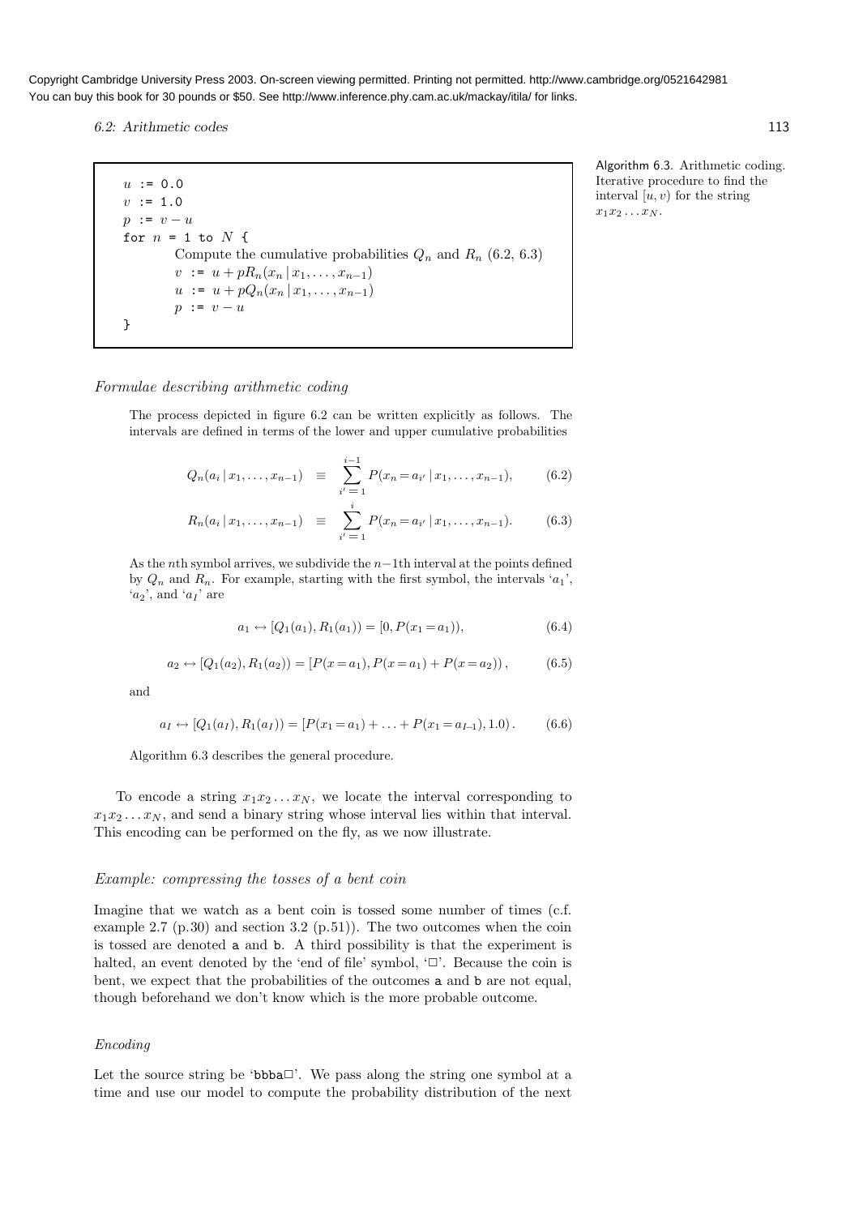```
u := 0.0
v := 1.0
p := v − u
for n = 1 to N {
        Compute the cumulative probabilities Q_n and R_n (6.2, 6.3)
        v := u + pR_n(x_n | x_1, ..., x_{n−1})
        u := u + pQ_n(x_n | x_1, ..., x_{n−1})
        p := v − u
}
```

Algorithm 6.3. Arithmetic coding. Iterative procedure to find the interval $[u, v)$ for the string $x_1 x_2 \ldots x_N$.

### *Formulae describing arithmetic coding*

The process depicted in figure 6.2 can be written explicitly as follows. The intervals are defined in terms of the lower and upper cumulative probabilities

$$Q_n(a_i \,|\, x_1, \ldots, x_{n-1}) \;\equiv\; \sum_{i'=1}^{i-1} P(x_n = a_{i'} \,|\, x_1, \ldots, x_{n-1}), \qquad (6.2)$$

$$R_n(a_i \,|\, x_1, \ldots, x_{n-1}) \;\equiv\; \sum_{i'=1}^{i} P(x_n = a_{i'} \,|\, x_1, \ldots, x_{n-1}). \qquad (6.3)$$

As the $n$th symbol arrives, we subdivide the $n-1$th interval at the points defined by $Q_n$ and $R_n$. For example, starting with the first symbol, the intervals '$a_1$', '$a_2$', and '$a_I$' are

$$a_1 \leftrightarrow [Q_1(a_1), R_1(a_1)) = [0, P(x_1 = a_1)), \qquad (6.4)$$

$$a_2 \leftrightarrow [Q_1(a_2), R_1(a_2)) = [P(x = a_1), P(x = a_1) + P(x = a_2)), \qquad (6.5)$$

and

$$a_I \leftrightarrow [Q_1(a_I), R_1(a_I)) = [P(x_1 = a_1) + \ldots + P(x_1 = a_{I-1}), 1.0). \qquad (6.6)$$

Algorithm 6.3 describes the general procedure.

To encode a string $x_1 x_2 \ldots x_N$, we locate the interval corresponding to $x_1 x_2 \ldots x_N$, and send a binary string whose interval lies within that interval. This encoding can be performed on the fly, as we now illustrate.

### *Example: compressing the tosses of a bent coin*

Imagine that we watch as a bent coin is tossed some number of times (c.f. example 2.7 (p.30) and section 3.2 (p.51)). The two outcomes when the coin is tossed are denoted a and b. A third possibility is that the experiment is halted, an event denoted by the 'end of file' symbol, '□'. Because the coin is bent, we expect that the probabilities of the outcomes a and b are not equal, though beforehand we don't know which is the more probable outcome.

### *Encoding*

Let the source string be 'bbba□'. We pass along the string one symbol at a time and use our model to compute the probability distribution of the next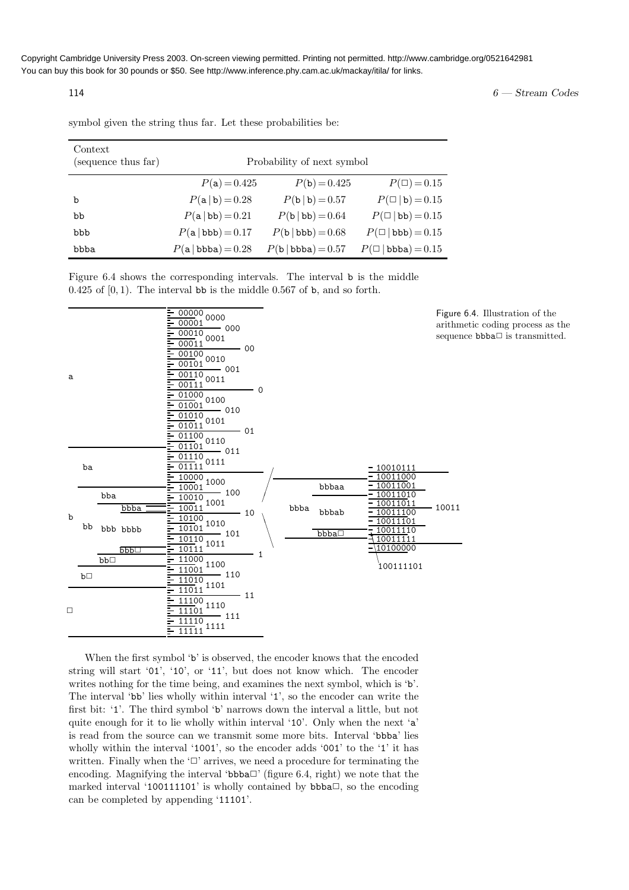symbol given the string thus far. Let these probabilities be:

| Context (sequence thus far) | Probability of next symbol | | |
|---|---|---|---|
| | $P(\texttt{a}) = 0.425$ | $P(\texttt{b}) = 0.425$ | $P(\square) = 0.15$ |
| b | $P(\texttt{a} \mid \texttt{b}) = 0.28$ | $P(\texttt{b} \mid \texttt{b}) = 0.57$ | $P(\square \mid \texttt{b}) = 0.15$ |
| bb | $P(\texttt{a} \mid \texttt{bb}) = 0.21$ | $P(\texttt{b} \mid \texttt{bb}) = 0.64$ | $P(\square \mid \texttt{bb}) = 0.15$ |
| bbb | $P(\texttt{a} \mid \texttt{bbb}) = 0.17$ | $P(\texttt{b} \mid \texttt{bbb}) = 0.68$ | $P(\square \mid \texttt{bbb}) = 0.15$ |
| bbba | $P(\texttt{a} \mid \texttt{bbba}) = 0.28$ | $P(\texttt{b} \mid \texttt{bbba}) = 0.57$ | $P(\square \mid \texttt{bbba}) = 0.15$ |

Figure 6.4 shows the corresponding intervals. The interval b is the middle 0.425 of $[0, 1)$. The interval bb is the middle 0.567 of b, and so forth.

Figure 6.4. Illustration of the arithmetic coding process as the sequence bbba□ is transmitted.

When the first symbol 'b' is observed, the encoder knows that the encoded string will start '01', '10', or '11', but does not know which. The encoder writes nothing for the time being, and examines the next symbol, which is 'b'. The interval 'bb' lies wholly within interval '1', so the encoder can write the first bit: '1'. The third symbol 'b' narrows down the interval a little, but not quite enough for it to lie wholly within interval '10'. Only when the next 'a' is read from the source can we transmit some more bits. Interval 'bbba' lies wholly within the interval '1001', so the encoder adds '001' to the '1' it has written. Finally when the '□' arrives, we need a procedure for terminating the encoding. Magnifying the interval 'bbba□' (figure 6.4, right) we note that the marked interval '100111101' is wholly contained by bbba□, so the encoding can be completed by appending '11101'.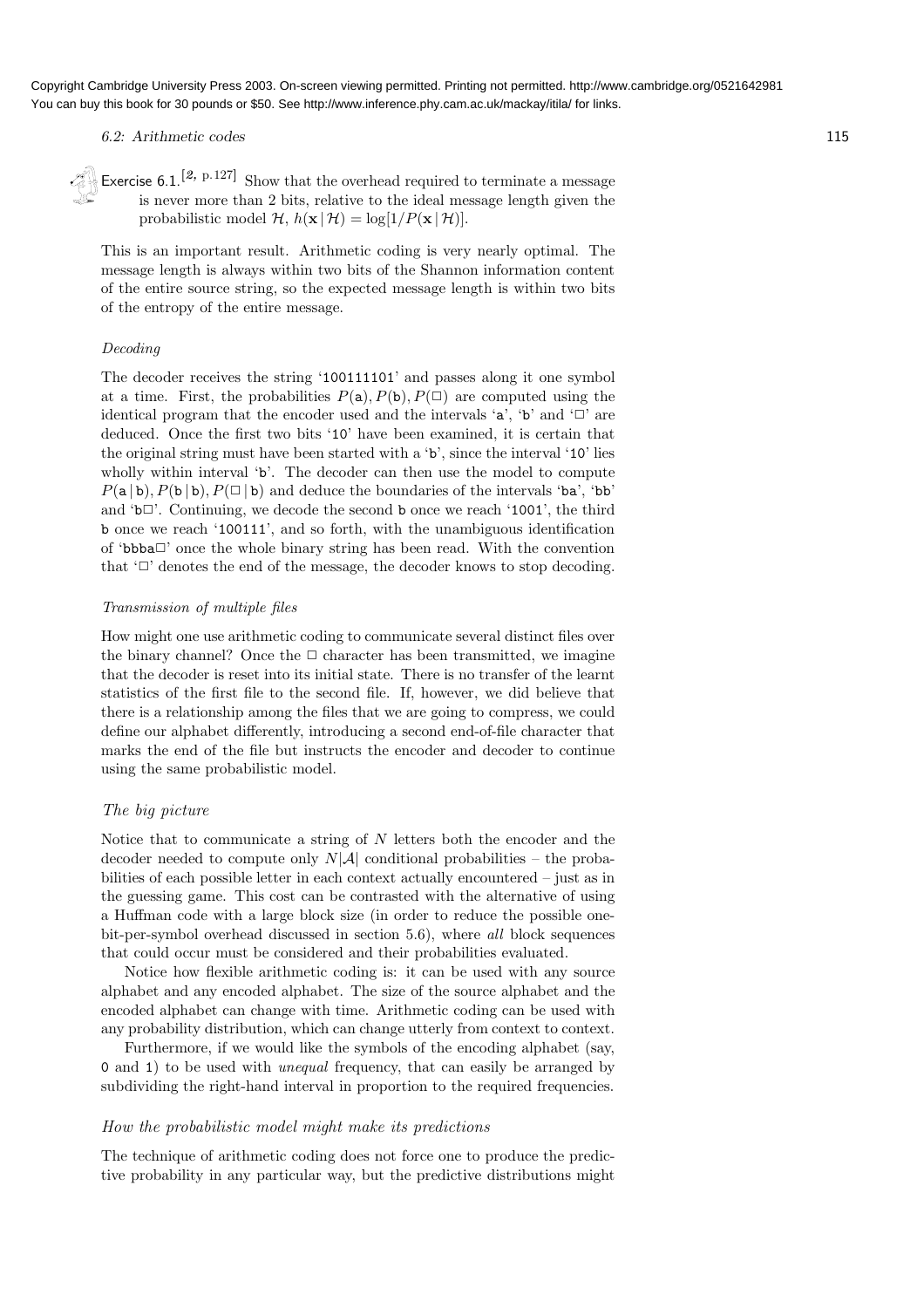Copyright Cambridge University Press 2003. On-screen viewing permitted. Printing not permitted. http://www.cambridge.org/0521642981
You can buy this book for 30 pounds or $50. See http://www.inference.phy.cam.ac.uk/mackay/itila/ for links.

Exercise 6.1.[2, p.127] Show that the overhead required to terminate a message is never more than 2 bits, relative to the ideal message length given the probabilistic model $\mathcal{H}$, $h(\mathbf{x} \,|\, \mathcal{H}) = \log[1/P(\mathbf{x} \,|\, \mathcal{H})]$.

This is an important result. Arithmetic coding is very nearly optimal. The message length is always within two bits of the Shannon information content of the entire source string, so the expected message length is within two bits of the entropy of the entire message.

### *Decoding*

The decoder receives the string '100111101' and passes along it one symbol at a time. First, the probabilities $P(\texttt{a}), P(\texttt{b}), P(\Box)$ are computed using the identical program that the encoder used and the intervals 'a', 'b' and '□' are deduced. Once the first two bits '10' have been examined, it is certain that the original string must have been started with a 'b', since the interval '10' lies wholly within interval 'b'. The decoder can then use the model to compute $P(\texttt{a} \,|\, \texttt{b}), P(\texttt{b} \,|\, \texttt{b}), P(\Box \,|\, \texttt{b})$ and deduce the boundaries of the intervals 'ba', 'bb' and 'b□'. Continuing, we decode the second b once we reach '1001', the third b once we reach '100111', and so forth, with the unambiguous identification of 'bbba□' once the whole binary string has been read. With the convention that '□' denotes the end of the message, the decoder knows to stop decoding.

### *Transmission of multiple files*

How might one use arithmetic coding to communicate several distinct files over the binary channel? Once the □ character has been transmitted, we imagine that the decoder is reset into its initial state. There is no transfer of the learnt statistics of the first file to the second file. If, however, we did believe that there is a relationship among the files that we are going to compress, we could define our alphabet differently, introducing a second end-of-file character that marks the end of the file but instructs the encoder and decoder to continue using the same probabilistic model.

### *The big picture*

Notice that to communicate a string of $N$ letters both the encoder and the decoder needed to compute only $N|\mathcal{A}|$ conditional probabilities – the probabilities of each possible letter in each context actually encountered – just as in the guessing game. This cost can be contrasted with the alternative of using a Huffman code with a large block size (in order to reduce the possible one-bit-per-symbol overhead discussed in section 5.6), where *all* block sequences that could occur must be considered and their probabilities evaluated.

Notice how flexible arithmetic coding is: it can be used with any source alphabet and any encoded alphabet. The size of the source alphabet and the encoded alphabet can change with time. Arithmetic coding can be used with any probability distribution, which can change utterly from context to context.

Furthermore, if we would like the symbols of the encoding alphabet (say, 0 and 1) to be used with *unequal* frequency, that can easily be arranged by subdividing the right-hand interval in proportion to the required frequencies.

### *How the probabilistic model might make its predictions*

The technique of arithmetic coding does not force one to produce the predictive probability in any particular way, but the predictive distributions might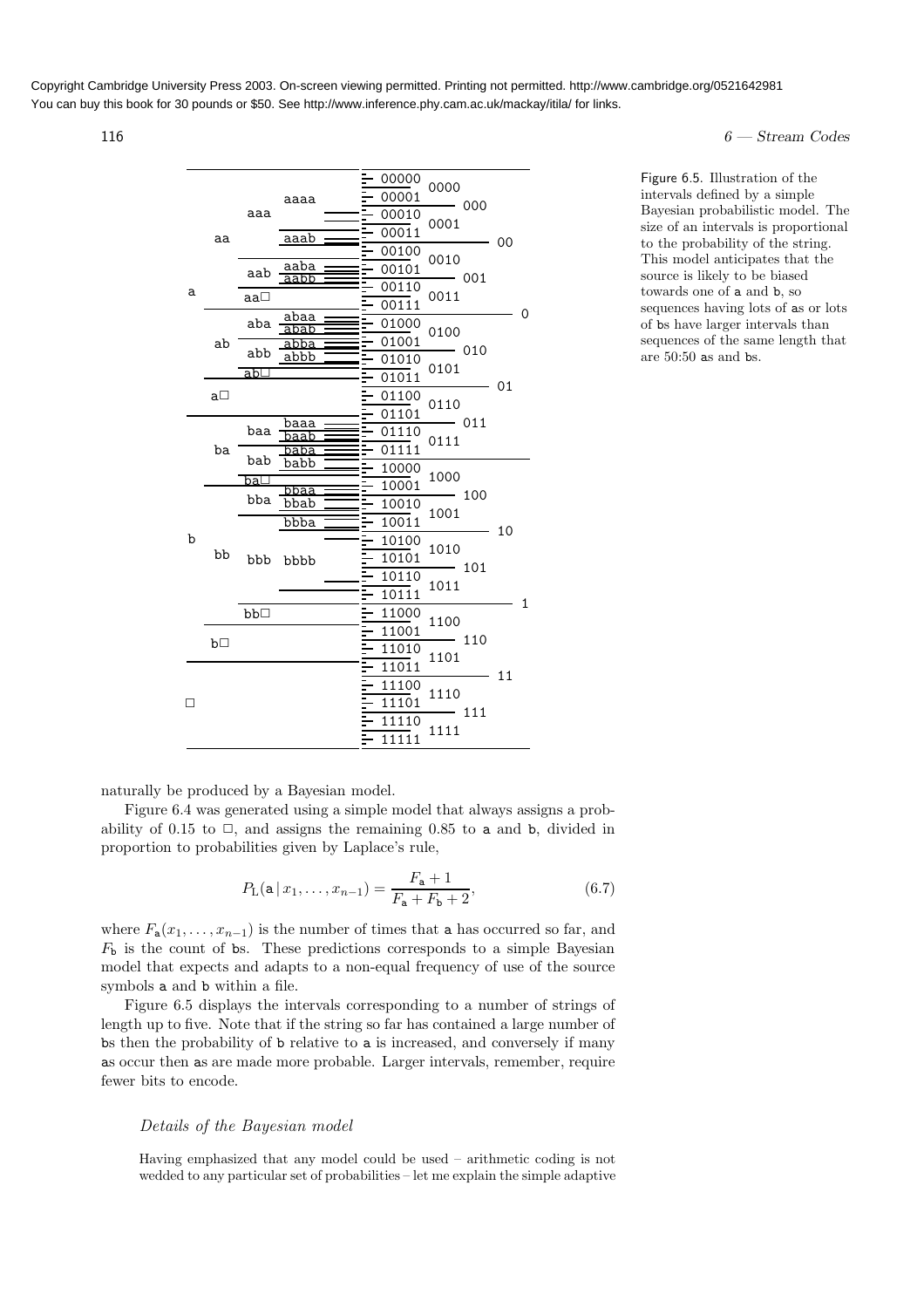Figure 6.5. Illustration of the intervals defined by a simple Bayesian probabilistic model. The size of an intervals is proportional to the probability of the string. This model anticipates that the source is likely to be biased towards one of a and b, so sequences having lots of as or lots of bs have larger intervals than sequences of the same length that are 50:50 as and bs.

naturally be produced by a Bayesian model.

Figure 6.4 was generated using a simple model that always assigns a probability of 0.15 to □, and assigns the remaining 0.85 to a and b, divided in proportion to probabilities given by Laplace's rule,

$$P_{\rm L}(\mathtt{a} \mid x_1, \ldots, x_{n-1}) = \frac{F_{\mathtt{a}} + 1}{F_{\mathtt{a}} + F_{\mathtt{b}} + 2}, \tag{6.7}$$

where $F_{\mathtt{a}}(x_1, \ldots, x_{n-1})$ is the number of times that a has occurred so far, and $F_{\mathtt{b}}$ is the count of bs. These predictions corresponds to a simple Bayesian model that expects and adapts to a non-equal frequency of use of the source symbols a and b within a file.

Figure 6.5 displays the intervals corresponding to a number of strings of length up to five. Note that if the string so far has contained a large number of bs then the probability of b relative to a is increased, and conversely if many as occur then as are made more probable. Larger intervals, remember, require fewer bits to encode.

### *Details of the Bayesian model*

Having emphasized that any model could be used – arithmetic coding is not wedded to any particular set of probabilities – let me explain the simple adaptive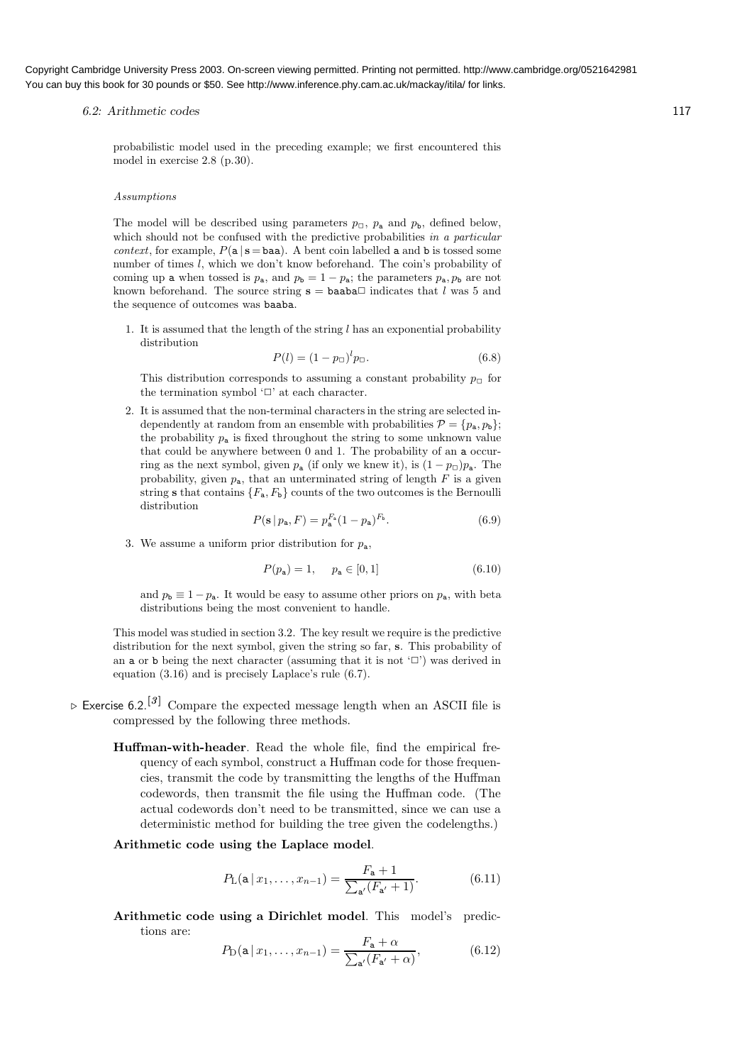probabilistic model used in the preceding example; we first encountered this model in exercise 2.8 (p.30).

#### *Assumptions*

The model will be described using parameters $p_\square$, $p_\mathtt{a}$ and $p_\mathtt{b}$, defined below, which should not be confused with the predictive probabilities *in a particular context*, for example, $P(\mathtt{a} \,|\, \mathbf{s} = \mathtt{baa})$. A bent coin labelled a and b is tossed some number of times $l$, which we don't know beforehand. The coin's probability of coming up a when tossed is $p_\mathtt{a}$, and $p_\mathtt{b} = 1 - p_\mathtt{a}$; the parameters $p_\mathtt{a}, p_\mathtt{b}$ are not known beforehand. The source string $\mathbf{s} = \mathtt{baaba}\square$ indicates that $l$ was 5 and the sequence of outcomes was baaba.

1. It is assumed that the length of the string $l$ has an exponential probability distribution

$$P(l) = (1 - p_\square)^l p_\square. \tag{6.8}$$

   This distribution corresponds to assuming a constant probability $p_\square$ for the termination symbol '$\square$' at each character.

2. It is assumed that the non-terminal characters in the string are selected independently at random from an ensemble with probabilities $\mathcal{P} = \{p_\mathtt{a}, p_\mathtt{b}\}$; the probability $p_\mathtt{a}$ is fixed throughout the string to some unknown value that could be anywhere between 0 and 1. The probability of an a occurring as the next symbol, given $p_\mathtt{a}$ (if only we knew it), is $(1 - p_\square)p_\mathtt{a}$. The probability, given $p_\mathtt{a}$, that an unterminated string of length $F$ is a given string $\mathbf{s}$ that contains $\{F_\mathtt{a}, F_\mathtt{b}\}$ counts of the two outcomes is the Bernoulli distribution

$$P(\mathbf{s} \,|\, p_\mathtt{a}, F) = p_\mathtt{a}^{F_\mathtt{a}} (1 - p_\mathtt{a})^{F_\mathtt{b}}. \tag{6.9}$$

3. We assume a uniform prior distribution for $p_\mathtt{a}$,

$$P(p_\mathtt{a}) = 1, \quad p_\mathtt{a} \in [0, 1] \tag{6.10}$$

   and $p_\mathtt{b} \equiv 1 - p_\mathtt{a}$. It would be easy to assume other priors on $p_\mathtt{a}$, with beta distributions being the most convenient to handle.

This model was studied in section 3.2. The key result we require is the predictive distribution for the next symbol, given the string so far, $\mathbf{s}$. This probability of an a or b being the next character (assuming that it is not '$\square$') was derived in equation (3.16) and is precisely Laplace's rule (6.7).

▷ Exercise 6.2.[3] Compare the expected message length when an ASCII file is compressed by the following three methods.

**Huffman-with-header**. Read the whole file, find the empirical frequency of each symbol, construct a Huffman code for those frequencies, transmit the code by transmitting the lengths of the Huffman codewords, then transmit the file using the Huffman code. (The actual codewords don't need to be transmitted, since we can use a deterministic method for building the tree given the codelengths.)

**Arithmetic code using the Laplace model**.

$$P_\mathrm{L}(\mathtt{a} \,|\, x_1, \ldots, x_{n-1}) = \frac{F_\mathtt{a} + 1}{\sum_{\mathtt{a}'}(F_{\mathtt{a}'} + 1)}. \tag{6.11}$$

**Arithmetic code using a Dirichlet model**. This model's predictions are:

$$P_\mathrm{D}(\mathtt{a} \,|\, x_1, \ldots, x_{n-1}) = \frac{F_\mathtt{a} + \alpha}{\sum_{\mathtt{a}'}(F_{\mathtt{a}'} + \alpha)}, \tag{6.12}$$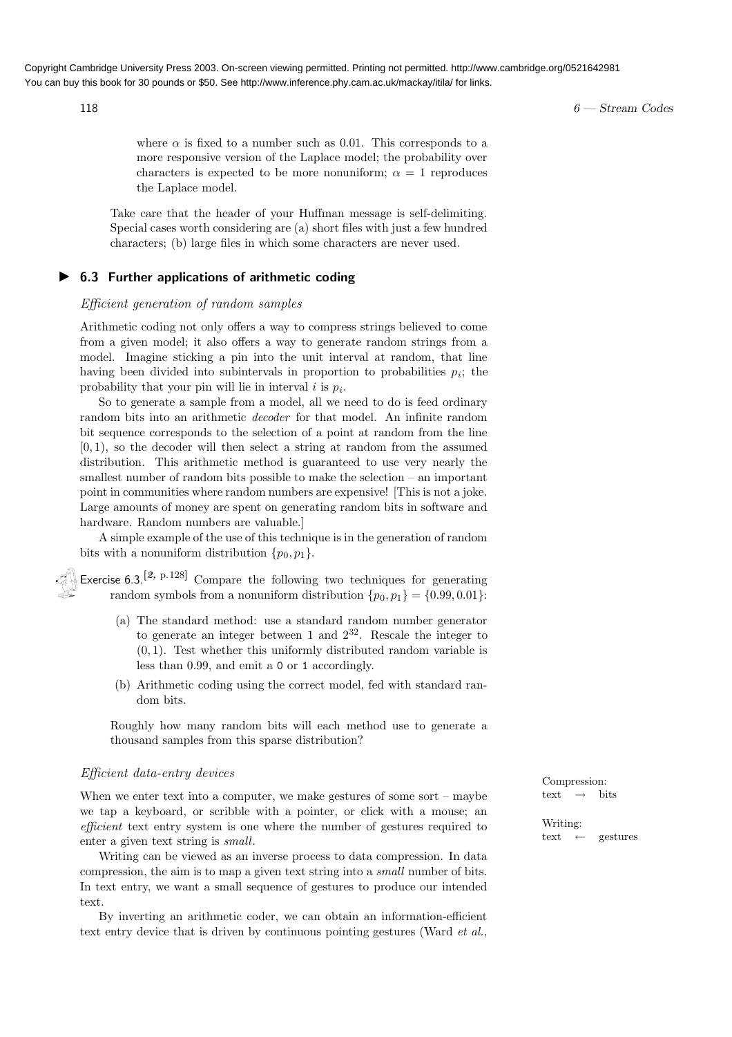where $\alpha$ is fixed to a number such as 0.01. This corresponds to a more responsive version of the Laplace model; the probability over characters is expected to be more nonuniform; $\alpha = 1$ reproduces the Laplace model.

Take care that the header of your Huffman message is self-delimiting. Special cases worth considering are (a) short files with just a few hundred characters; (b) large files in which some characters are never used.

## ▶ 6.3 Further applications of arithmetic coding

### *Efficient generation of random samples*

Arithmetic coding not only offers a way to compress strings believed to come from a given model; it also offers a way to generate random strings from a model. Imagine sticking a pin into the unit interval at random, that line having been divided into subintervals in proportion to probabilities $p_i$; the probability that your pin will lie in interval $i$ is $p_i$.

So to generate a sample from a model, all we need to do is feed ordinary random bits into an arithmetic *decoder* for that model. An infinite random bit sequence corresponds to the selection of a point at random from the line $[0, 1)$, so the decoder will then select a string at random from the assumed distribution. This arithmetic method is guaranteed to use very nearly the smallest number of random bits possible to make the selection – an important point in communities where random numbers are expensive! [This is not a joke. Large amounts of money are spent on generating random bits in software and hardware. Random numbers are valuable.]

A simple example of the use of this technique is in the generation of random bits with a nonuniform distribution $\{p_0, p_1\}$.

Exercise 6.3.[2, p.128] Compare the following two techniques for generating random symbols from a nonuniform distribution $\{p_0, p_1\} = \{0.99, 0.01\}$:

(a) The standard method: use a standard random number generator to generate an integer between 1 and $2^{32}$. Rescale the integer to $(0, 1)$. Test whether this uniformly distributed random variable is less than 0.99, and emit a `0` or `1` accordingly.

(b) Arithmetic coding using the correct model, fed with standard random bits.

Roughly how many random bits will each method use to generate a thousand samples from this sparse distribution?

### *Efficient data-entry devices*

When we enter text into a computer, we make gestures of some sort – maybe we tap a keyboard, or scribble with a pointer, or click with a mouse; an *efficient* text entry system is one where the number of gestures required to enter a given text string is *small*.

Writing can be viewed as an inverse process to data compression. In data compression, the aim is to map a given text string into a *small* number of bits. In text entry, we want a small sequence of gestures to produce our intended text.

Compression:
text $\rightarrow$ bits

Writing:
text $\leftarrow$ gestures

By inverting an arithmetic coder, we can obtain an information-efficient text entry device that is driven by continuous pointing gestures (Ward *et al.*,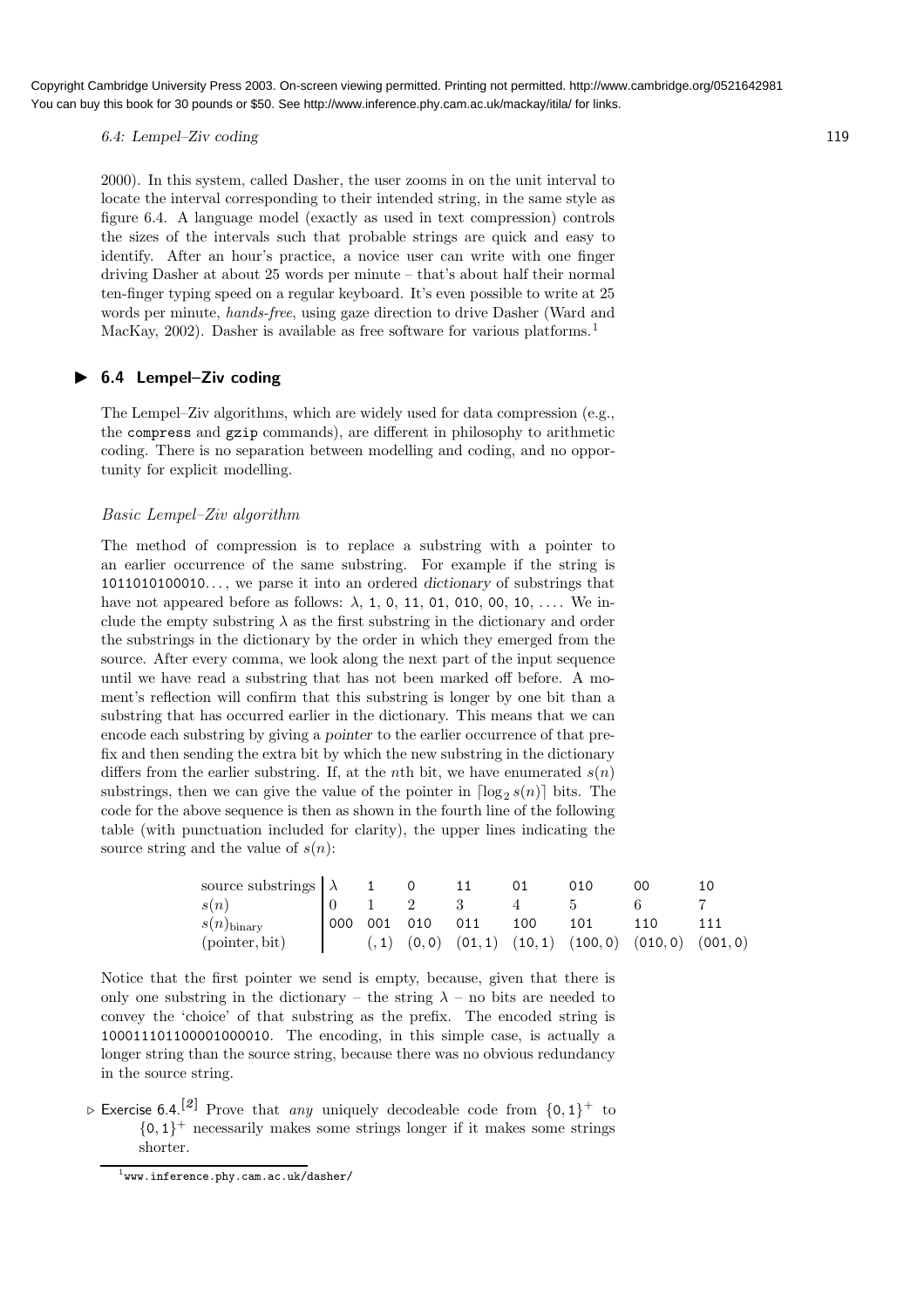2000). In this system, called Dasher, the user zooms in on the unit interval to locate the interval corresponding to their intended string, in the same style as figure 6.4. A language model (exactly as used in text compression) controls the sizes of the intervals such that probable strings are quick and easy to identify. After an hour's practice, a novice user can write with one finger driving Dasher at about 25 words per minute – that's about half their normal ten-finger typing speed on a regular keyboard. It's even possible to write at 25 words per minute, *hands-free*, using gaze direction to drive Dasher (Ward and MacKay, 2002). Dasher is available as free software for various platforms.[1]

## 6.4 Lempel–Ziv coding

The Lempel–Ziv algorithms, which are widely used for data compression (e.g., the `compress` and `gzip` commands), are different in philosophy to arithmetic coding. There is no separation between modelling and coding, and no opportunity for explicit modelling.

### *Basic Lempel–Ziv algorithm*

The method of compression is to replace a substring with a pointer to an earlier occurrence of the same substring. For example if the string is 1011010100010..., we parse it into an ordered *dictionary* of substrings that have not appeared before as follows: $\lambda$, 1, 0, 11, 01, 010, 00, 10, .... We include the empty substring $\lambda$ as the first substring in the dictionary and order the substrings in the dictionary by the order in which they emerged from the source. After every comma, we look along the next part of the input sequence until we have read a substring that has not been marked off before. A moment's reflection will confirm that this substring is longer by one bit than a substring that has occurred earlier in the dictionary. This means that we can encode each substring by giving a *pointer* to the earlier occurrence of that prefix and then sending the extra bit by which the new substring in the dictionary differs from the earlier substring. If, at the $n$th bit, we have enumerated $s(n)$ substrings, then we can give the value of the pointer in $\lceil \log_2 s(n) \rceil$ bits. The code for the above sequence is then as shown in the fourth line of the following table (with punctuation included for clarity), the upper lines indicating the source string and the value of $s(n)$:

| source substrings | $\lambda$ | 1 | 0 | 11 | 01 | 010 | 00 | 10 |
|---|---|---|---|---|---|---|---|---|
| $s(n)$ | 0 | 1 | 2 | 3 | 4 | 5 | 6 | 7 |
| $s(n)_{\text{binary}}$ | 000 | 001 | 010 | 011 | 100 | 101 | 110 | 111 |
| (pointer, bit) | | (, 1) | (0, 0) | (01, 1) | (10, 1) | (100, 0) | (010, 0) | (001, 0) |

Notice that the first pointer we send is empty, because, given that there is only one substring in the dictionary – the string $\lambda$ – no bits are needed to convey the 'choice' of that substring as the prefix. The encoded string is 100011101100001000010. The encoding, in this simple case, is actually a longer string than the source string, because there was no obvious redundancy in the source string.

▷ **Exercise 6.4.**[2] Prove that *any* uniquely decodeable code from $\{0,1\}^+$ to $\{0,1\}^+$ necessarily makes some strings longer if it makes some strings shorter.

[1] www.inference.phy.cam.ac.uk/dasher/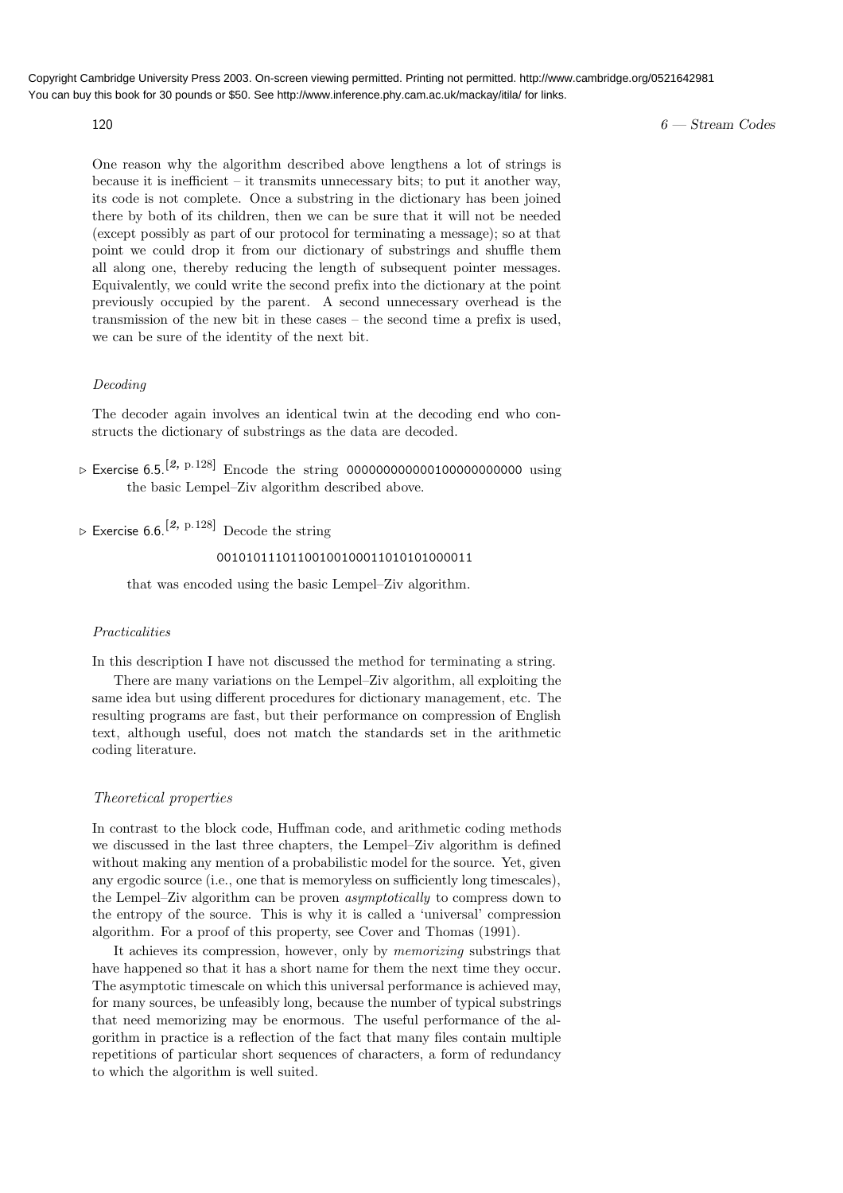One reason why the algorithm described above lengthens a lot of strings is because it is inefficient – it transmits unnecessary bits; to put it another way, its code is not complete. Once a substring in the dictionary has been joined there by both of its children, then we can be sure that it will not be needed (except possibly as part of our protocol for terminating a message); so at that point we could drop it from our dictionary of substrings and shuffle them all along one, thereby reducing the length of subsequent pointer messages. Equivalently, we could write the second prefix into the dictionary at the point previously occupied by the parent. A second unnecessary overhead is the transmission of the new bit in these cases – the second time a prefix is used, we can be sure of the identity of the next bit.

### *Decoding*

The decoder again involves an identical twin at the decoding end who constructs the dictionary of substrings as the data are decoded.

▷ **Exercise 6.5.**[2, p.128] Encode the string 000000000000100000000000 using the basic Lempel–Ziv algorithm described above.

▷ **Exercise 6.6.**[2, p.128] Decode the string

00101011101100100100011010101000011

that was encoded using the basic Lempel–Ziv algorithm.

### *Practicalities*

In this description I have not discussed the method for terminating a string.

There are many variations on the Lempel–Ziv algorithm, all exploiting the same idea but using different procedures for dictionary management, etc. The resulting programs are fast, but their performance on compression of English text, although useful, does not match the standards set in the arithmetic coding literature.

### *Theoretical properties*

In contrast to the block code, Huffman code, and arithmetic coding methods we discussed in the last three chapters, the Lempel–Ziv algorithm is defined without making any mention of a probabilistic model for the source. Yet, given any ergodic source (i.e., one that is memoryless on sufficiently long timescales), the Lempel–Ziv algorithm can be proven *asymptotically* to compress down to the entropy of the source. This is why it is called a 'universal' compression algorithm. For a proof of this property, see Cover and Thomas (1991).

It achieves its compression, however, only by *memorizing* substrings that have happened so that it has a short name for them the next time they occur. The asymptotic timescale on which this universal performance is achieved may, for many sources, be unfeasibly long, because the number of typical substrings that need memorizing may be enormous. The useful performance of the algorithm in practice is a reflection of the fact that many files contain multiple repetitions of particular short sequences of characters, a form of redundancy to which the algorithm is well suited.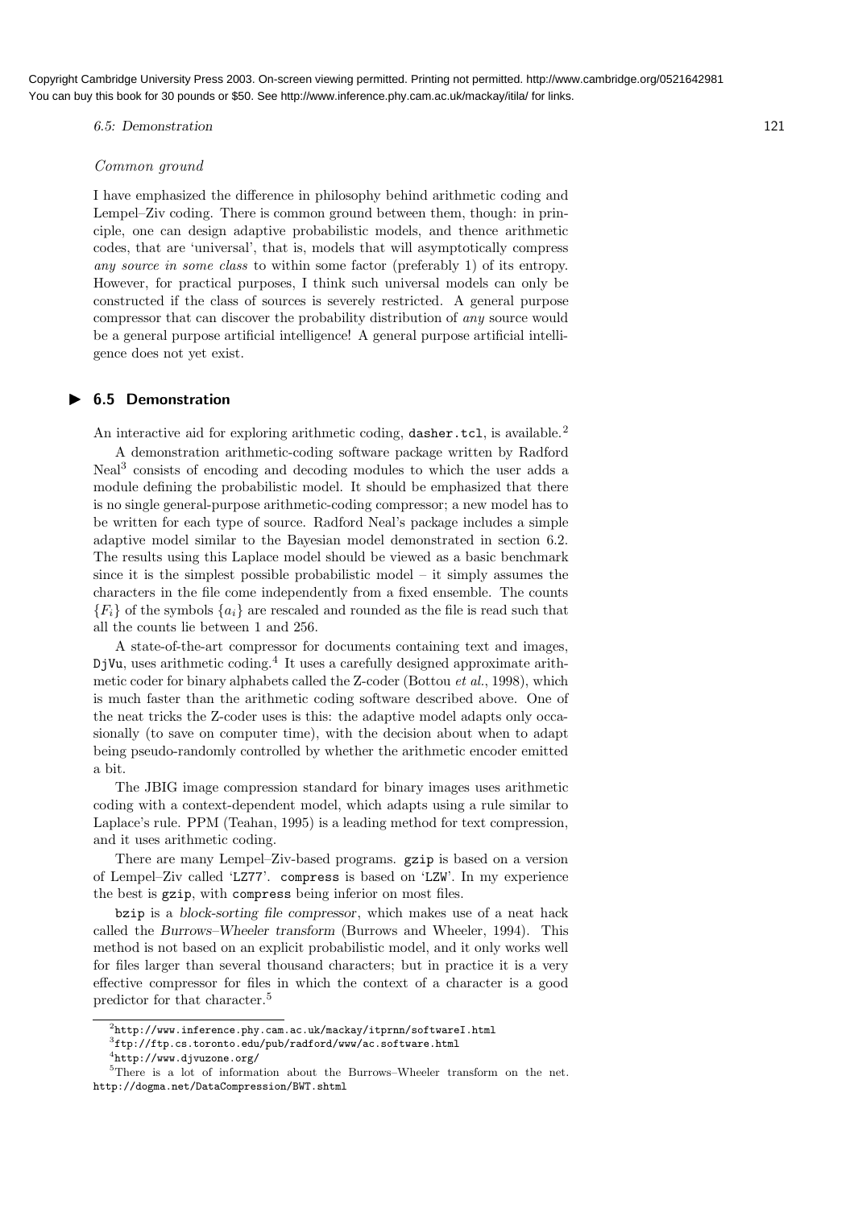*Common ground*

I have emphasized the difference in philosophy behind arithmetic coding and Lempel–Ziv coding. There is common ground between them, though: in principle, one can design adaptive probabilistic models, and thence arithmetic codes, that are 'universal', that is, models that will asymptotically compress *any source in some class* to within some factor (preferably 1) of its entropy. However, for practical purposes, I think such universal models can only be constructed if the class of sources is severely restricted. A general purpose compressor that can discover the probability distribution of *any* source would be a general purpose artificial intelligence! A general purpose artificial intelligence does not yet exist.

## ▶ 6.5 Demonstration

An interactive aid for exploring arithmetic coding, `dasher.tcl`, is available.[2]

A demonstration arithmetic-coding software package written by Radford Neal[3] consists of encoding and decoding modules to which the user adds a module defining the probabilistic model. It should be emphasized that there is no single general-purpose arithmetic-coding compressor; a new model has to be written for each type of source. Radford Neal's package includes a simple adaptive model similar to the Bayesian model demonstrated in section 6.2. The results using this Laplace model should be viewed as a basic benchmark since it is the simplest possible probabilistic model – it simply assumes the characters in the file come independently from a fixed ensemble. The counts $\{F_i\}$ of the symbols $\{a_i\}$ are rescaled and rounded as the file is read such that all the counts lie between 1 and 256.

A state-of-the-art compressor for documents containing text and images, `DjVu`, uses arithmetic coding.[4] It uses a carefully designed approximate arithmetic coder for binary alphabets called the Z-coder (Bottou *et al.*, 1998), which is much faster than the arithmetic coding software described above. One of the neat tricks the Z-coder uses is this: the adaptive model adapts only occasionally (to save on computer time), with the decision about when to adapt being pseudo-randomly controlled by whether the arithmetic encoder emitted a bit.

The JBIG image compression standard for binary images uses arithmetic coding with a context-dependent model, which adapts using a rule similar to Laplace's rule. PPM (Teahan, 1995) is a leading method for text compression, and it uses arithmetic coding.

There are many Lempel–Ziv-based programs. `gzip` is based on a version of Lempel–Ziv called '`LZ77`'. `compress` is based on '`LZW`'. In my experience the best is `gzip`, with `compress` being inferior on most files.

`bzip` is a *block-sorting file compressor*, which makes use of a neat hack called the *Burrows–Wheeler transform* (Burrows and Wheeler, 1994). This method is not based on an explicit probabilistic model, and it only works well for files larger than several thousand characters; but in practice it is a very effective compressor for files in which the context of a character is a good predictor for that character.[5]

---

[2] `http://www.inference.phy.cam.ac.uk/mackay/itprnn/softwareI.html`

[3] `ftp://ftp.cs.toronto.edu/pub/radford/www/ac.software.html`

[4] `http://www.djvuzone.org/`

[5] There is a lot of information about the Burrows–Wheeler transform on the net. `http://dogma.net/DataCompression/BWT.shtml`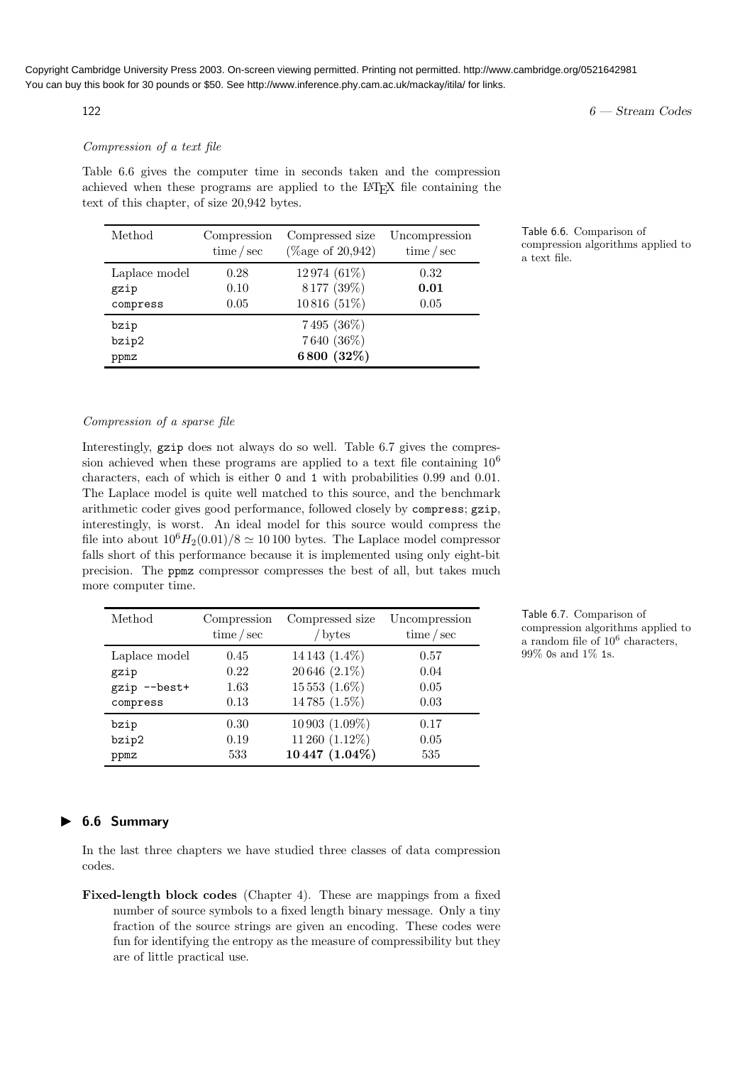*Compression of a text file*

Table 6.6 gives the computer time in seconds taken and the compression achieved when these programs are applied to the LaTeX file containing the text of this chapter, of size 20,942 bytes.

| Method | Compression time / sec | Compressed size (%age of 20,942) | Uncompression time / sec |
|---|---|---|---|
| Laplace model | 0.28 | 12 974 (61%) | 0.32 |
| gzip | 0.10 | 8 177 (39%) | **0.01** |
| compress | 0.05 | 10 816 (51%) | 0.05 |
| bzip | | 7 495 (36%) | |
| bzip2 | | 7 640 (36%) | |
| ppmz | | **6 800 (32%)** | |

Table 6.6. Comparison of compression algorithms applied to a text file.

*Compression of a sparse file*

Interestingly, gzip does not always do so well. Table 6.7 gives the compression achieved when these programs are applied to a text file containing $10^6$ characters, each of which is either 0 and 1 with probabilities 0.99 and 0.01. The Laplace model is quite well matched to this source, and the benchmark arithmetic coder gives good performance, followed closely by compress; gzip, interestingly, is worst. An ideal model for this source would compress the file into about $10^6 H_2(0.01)/8 \simeq 10\,100$ bytes. The Laplace model compressor falls short of this performance because it is implemented using only eight-bit precision. The ppmz compressor compresses the best of all, but takes much more computer time.

| Method | Compression time / sec | Compressed size / bytes | Uncompression time / sec |
|---|---|---|---|
| Laplace model | 0.45 | 14 143 (1.4%) | 0.57 |
| gzip | 0.22 | 20 646 (2.1%) | 0.04 |
| gzip --best+ | 1.63 | 15 553 (1.6%) | 0.05 |
| compress | 0.13 | 14 785 (1.5%) | 0.03 |
| bzip | 0.30 | 10 903 (1.09%) | 0.17 |
| bzip2 | 0.19 | 11 260 (1.12%) | 0.05 |
| ppmz | 533 | **10 447 (1.04%)** | 535 |

Table 6.7. Comparison of compression algorithms applied to a random file of $10^6$ characters, 99% 0s and 1% 1s.

## ▶ 6.6 Summary

In the last three chapters we have studied three classes of data compression codes.

**Fixed-length block codes** (Chapter 4). These are mappings from a fixed number of source symbols to a fixed length binary message. Only a tiny fraction of the source strings are given an encoding. These codes were fun for identifying the entropy as the measure of compressibility but they are of little practical use.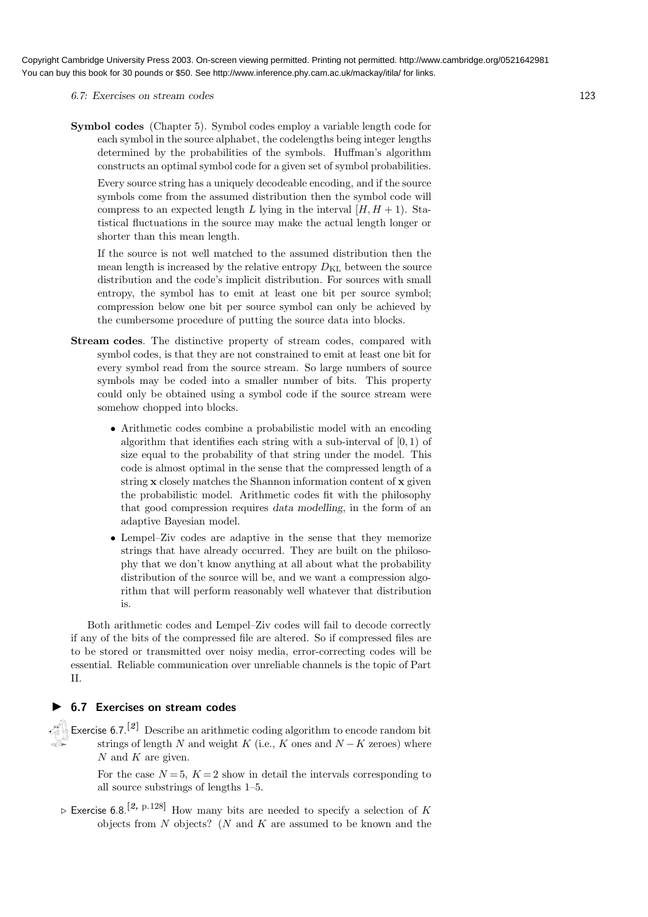**Symbol codes** (Chapter 5). Symbol codes employ a variable length code for each symbol in the source alphabet, the codelengths being integer lengths determined by the probabilities of the symbols. Huffman's algorithm constructs an optimal symbol code for a given set of symbol probabilities.

Every source string has a uniquely decodeable encoding, and if the source symbols come from the assumed distribution then the symbol code will compress to an expected length $L$ lying in the interval $[H, H+1)$. Statistical fluctuations in the source may make the actual length longer or shorter than this mean length.

If the source is not well matched to the assumed distribution then the mean length is increased by the relative entropy $D_{\mathrm{KL}}$ between the source distribution and the code's implicit distribution. For sources with small entropy, the symbol has to emit at least one bit per source symbol; compression below one bit per source symbol can only be achieved by the cumbersome procedure of putting the source data into blocks.

**Stream codes**. The distinctive property of stream codes, compared with symbol codes, is that they are not constrained to emit at least one bit for every symbol read from the source stream. So large numbers of source symbols may be coded into a smaller number of bits. This property could only be obtained using a symbol code if the source stream were somehow chopped into blocks.

- Arithmetic codes combine a probabilistic model with an encoding algorithm that identifies each string with a sub-interval of $[0, 1)$ of size equal to the probability of that string under the model. This code is almost optimal in the sense that the compressed length of a string $\mathbf{x}$ closely matches the Shannon information content of $\mathbf{x}$ given the probabilistic model. Arithmetic codes fit with the philosophy that good compression requires *data modelling*, in the form of an adaptive Bayesian model.
- Lempel–Ziv codes are adaptive in the sense that they memorize strings that have already occurred. They are built on the philosophy that we don't know anything at all about what the probability distribution of the source will be, and we want a compression algorithm that will perform reasonably well whatever that distribution is.

Both arithmetic codes and Lempel–Ziv codes will fail to decode correctly if any of the bits of the compressed file are altered. So if compressed files are to be stored or transmitted over noisy media, error-correcting codes will be essential. Reliable communication over unreliable channels is the topic of Part II.

## 6.7 Exercises on stream codes

Exercise 6.7.[2] Describe an arithmetic coding algorithm to encode random bit strings of length $N$ and weight $K$ (i.e., $K$ ones and $N-K$ zeroes) where $N$ and $K$ are given.

For the case $N=5$, $K=2$ show in detail the intervals corresponding to all source substrings of lengths 1–5.

▷ Exercise 6.8.[2, p.128] How many bits are needed to specify a selection of $K$ objects from $N$ objects? ($N$ and $K$ are assumed to be known and the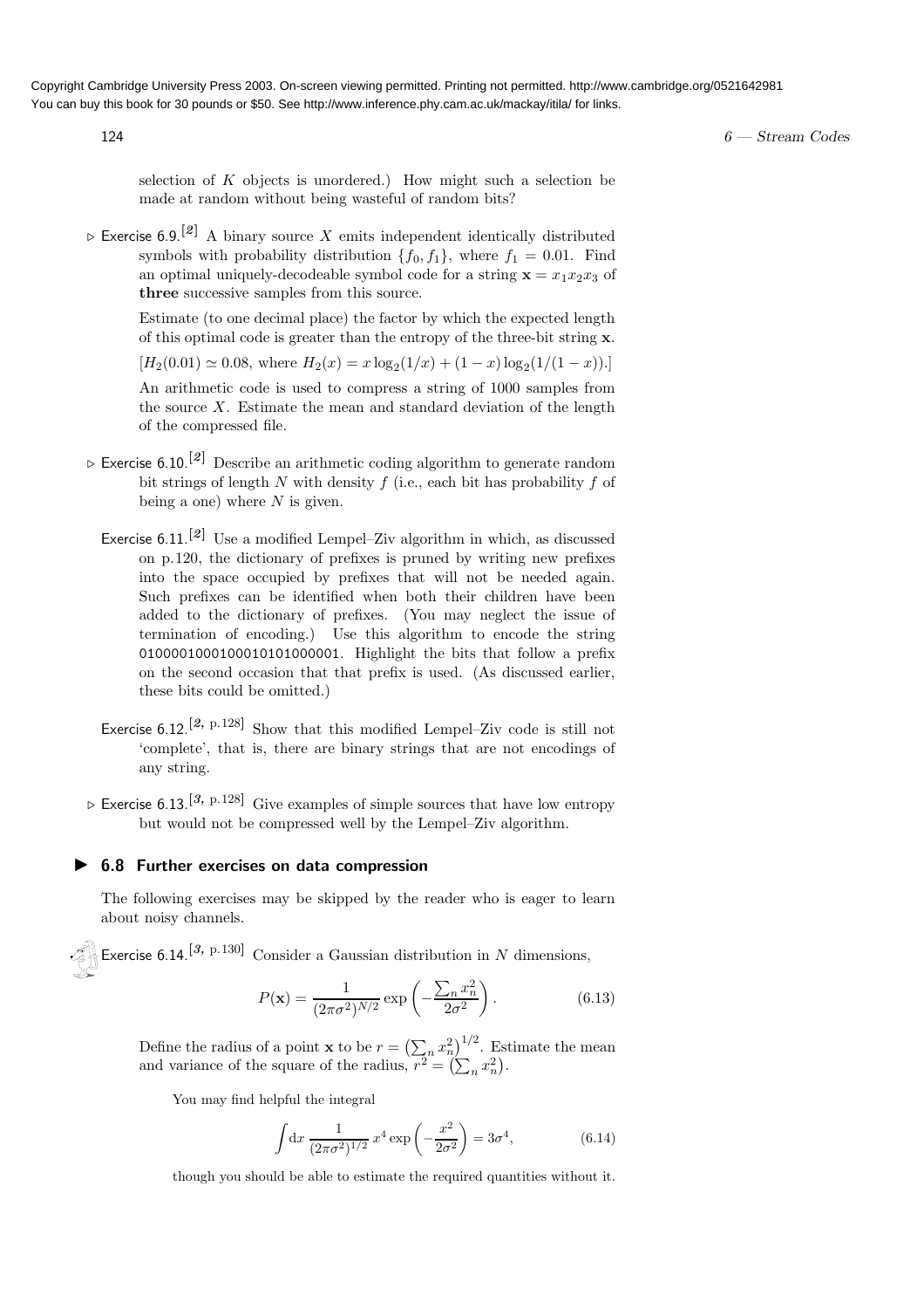selection of $K$ objects is unordered.) How might such a selection be made at random without being wasteful of random bits?

▷ **Exercise 6.9.**[2] A binary source $X$ emits independent identically distributed symbols with probability distribution $\{f_0, f_1\}$, where $f_1 = 0.01$. Find an optimal uniquely-decodeable symbol code for a string $\mathbf{x} = x_1x_2x_3$ of **three** successive samples from this source.

Estimate (to one decimal place) the factor by which the expected length of this optimal code is greater than the entropy of the three-bit string $\mathbf{x}$.

[$H_2(0.01) \simeq 0.08$, where $H_2(x) = x \log_2(1/x) + (1 - x) \log_2(1/(1 - x))$.]

An arithmetic code is used to compress a string of 1000 samples from the source $X$. Estimate the mean and standard deviation of the length of the compressed file.

▷ **Exercise 6.10.**[2] Describe an arithmetic coding algorithm to generate random bit strings of length $N$ with density $f$ (i.e., each bit has probability $f$ of being a one) where $N$ is given.

**Exercise 6.11.**[2] Use a modified Lempel–Ziv algorithm in which, as discussed on p.120, the dictionary of prefixes is pruned by writing new prefixes into the space occupied by prefixes that will not be needed again. Such prefixes can be identified when both their children have been added to the dictionary of prefixes. (You may neglect the issue of termination of encoding.) Use this algorithm to encode the string 0100001000100010101000001. Highlight the bits that follow a prefix on the second occasion that that prefix is used. (As discussed earlier, these bits could be omitted.)

**Exercise 6.12.**[2, p.128] Show that this modified Lempel–Ziv code is still not 'complete', that is, there are binary strings that are not encodings of any string.

▷ **Exercise 6.13.**[3, p.128] Give examples of simple sources that have low entropy but would not be compressed well by the Lempel–Ziv algorithm.

## 6.8 Further exercises on data compression

The following exercises may be skipped by the reader who is eager to learn about noisy channels.

**Exercise 6.14.**[3, p.130] Consider a Gaussian distribution in $N$ dimensions,

$$P(\mathbf{x}) = \frac{1}{(2\pi\sigma^2)^{N/2}} \exp\left(-\frac{\sum_n x_n^2}{2\sigma^2}\right). \tag{6.13}$$

Define the radius of a point $\mathbf{x}$ to be $r = \left(\sum_n x_n^2\right)^{1/2}$. Estimate the mean and variance of the square of the radius, $r^2 = \left(\sum_n x_n^2\right)$.

You may find helpful the integral

$$\int \mathrm{d}x \, \frac{1}{(2\pi\sigma^2)^{1/2}} \, x^4 \exp\left(-\frac{x^2}{2\sigma^2}\right) = 3\sigma^4, \tag{6.14}$$

though you should be able to estimate the required quantities without it.